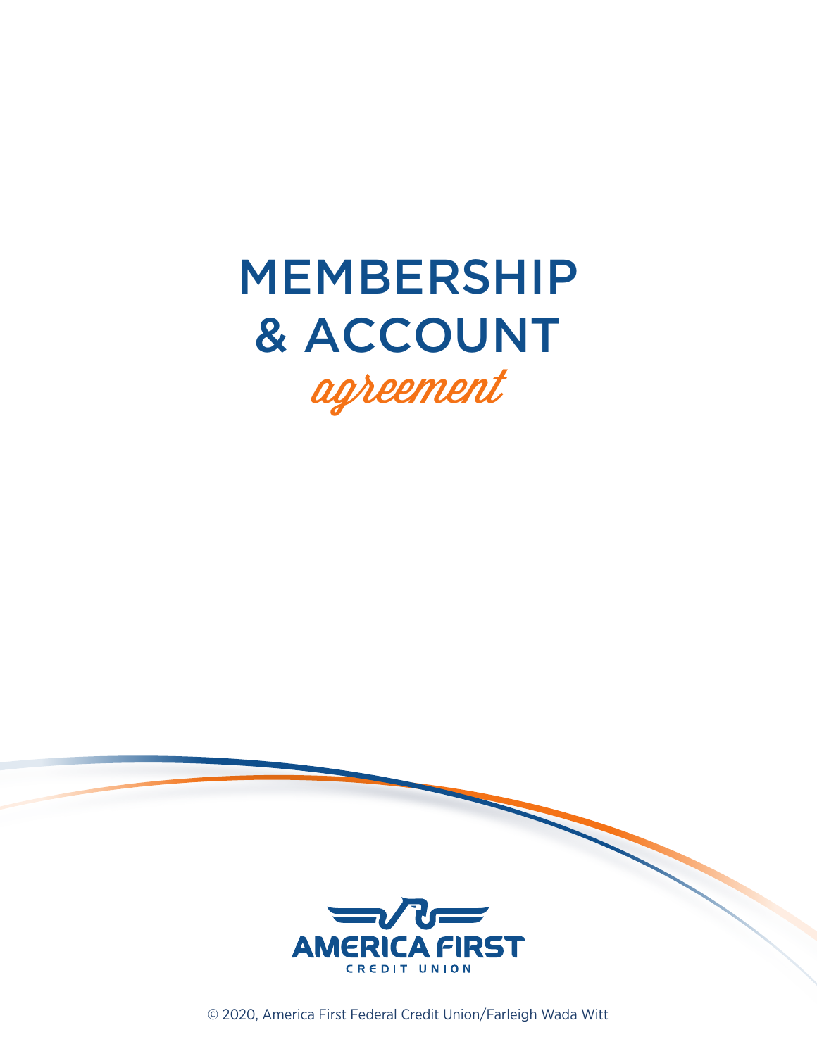# MEMBERSHIP & ACCOUNT *agreement*

AMERICA FIRST CREDIT UNION

© 2020, America First Federal Credit Union/Farleigh Wada Witt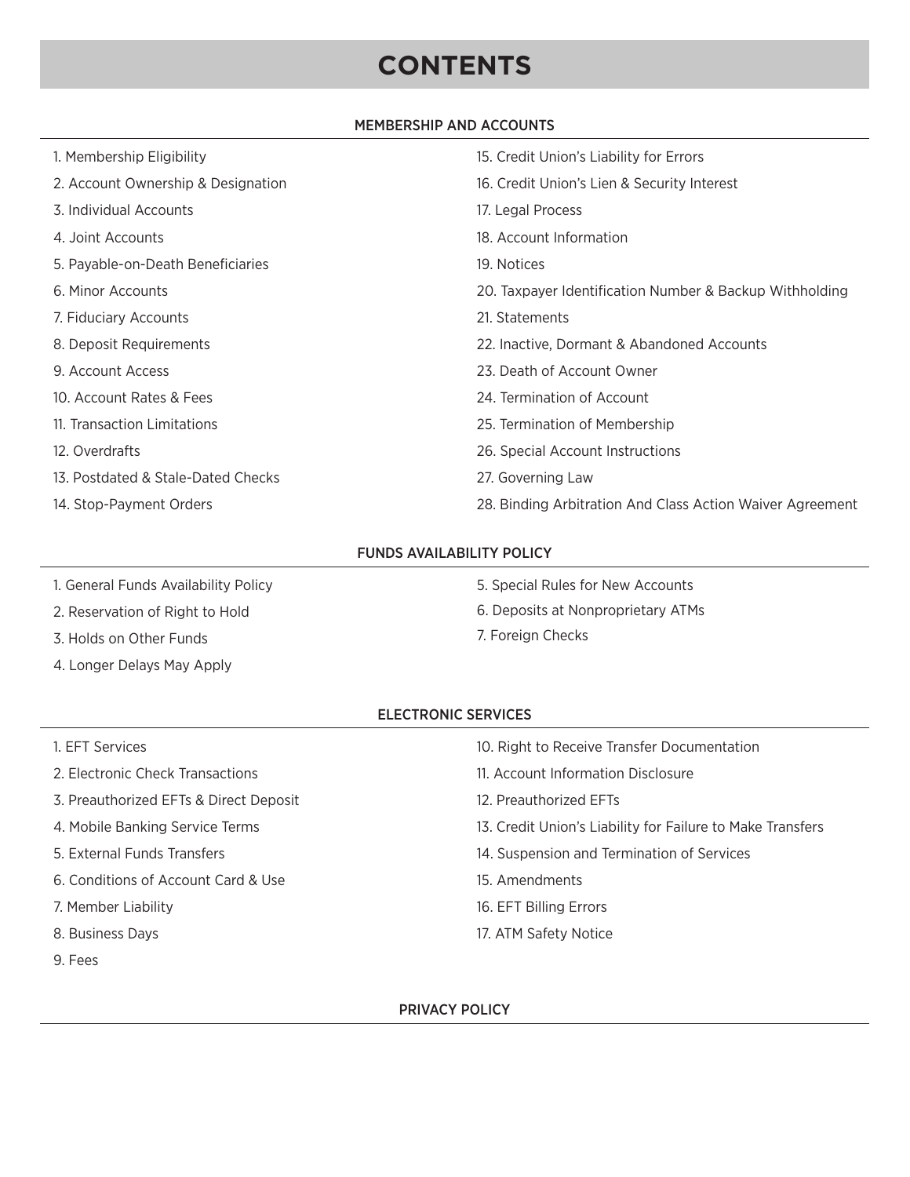# CONTENTS

## MEMBERSHIP AND ACCOUNTS

1. Membership Eligibility
2. Account Ownership & Designation
3. Individual Accounts
4. Joint Accounts
5. Payable-on-Death Beneficiaries
6. Minor Accounts
7. Fiduciary Accounts
8. Deposit Requirements
9. Account Access
10. Account Rates & Fees
11. Transaction Limitations
12. Overdrafts
13. Postdated & Stale-Dated Checks
14. Stop-Payment Orders
15. Credit Union's Liability for Errors
16. Credit Union's Lien & Security Interest
17. Legal Process
18. Account Information
19. Notices
20. Taxpayer Identification Number & Backup Withholding
21. Statements
22. Inactive, Dormant & Abandoned Accounts
23. Death of Account Owner
24. Termination of Account
25. Termination of Membership
26. Special Account Instructions
27. Governing Law
28. Binding Arbitration And Class Action Waiver Agreement

## FUNDS AVAILABILITY POLICY

1. General Funds Availability Policy
2. Reservation of Right to Hold
3. Holds on Other Funds
4. Longer Delays May Apply
5. Special Rules for New Accounts
6. Deposits at Nonproprietary ATMs
7. Foreign Checks

## ELECTRONIC SERVICES

1. EFT Services
2. Electronic Check Transactions
3. Preauthorized EFTs & Direct Deposit
4. Mobile Banking Service Terms
5. External Funds Transfers
6. Conditions of Account Card & Use
7. Member Liability
8. Business Days
9. Fees
10. Right to Receive Transfer Documentation
11. Account Information Disclosure
12. Preauthorized EFTs
13. Credit Union's Liability for Failure to Make Transfers
14. Suspension and Termination of Services
15. Amendments
16. EFT Billing Errors
17. ATM Safety Notice

## PRIVACY POLICY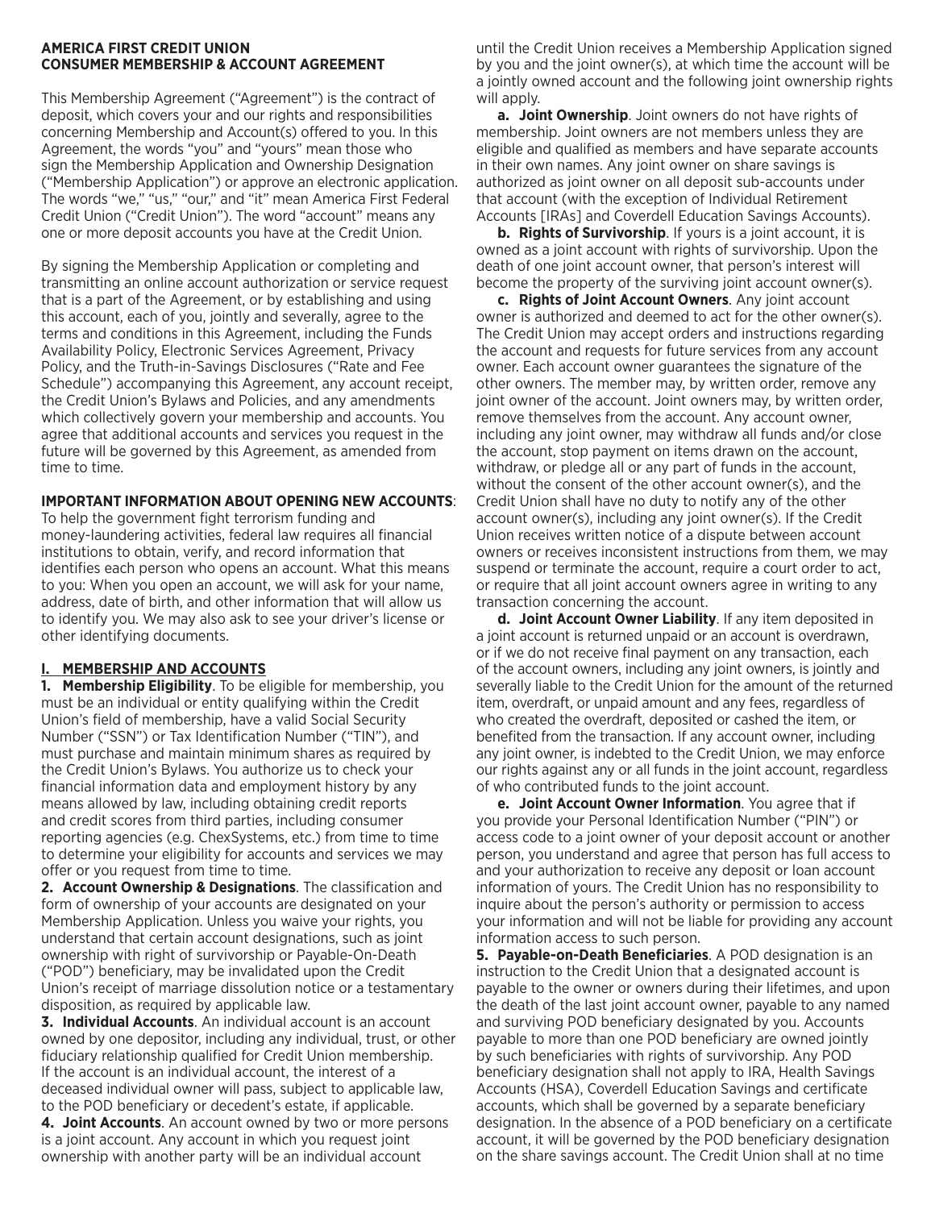**AMERICA FIRST CREDIT UNION**
**CONSUMER MEMBERSHIP & ACCOUNT AGREEMENT**

This Membership Agreement ("Agreement") is the contract of deposit, which covers your and our rights and responsibilities concerning Membership and Account(s) offered to you. In this Agreement, the words "you" and "yours" mean those who sign the Membership Application and Ownership Designation ("Membership Application") or approve an electronic application. The words "we," "us," "our," and "it" mean America First Federal Credit Union ("Credit Union"). The word "account" means any one or more deposit accounts you have at the Credit Union.

By signing the Membership Application or completing and transmitting an online account authorization or service request that is a part of the Agreement, or by establishing and using this account, each of you, jointly and severally, agree to the terms and conditions in this Agreement, including the Funds Availability Policy, Electronic Services Agreement, Privacy Policy, and the Truth-in-Savings Disclosures ("Rate and Fee Schedule") accompanying this Agreement, any account receipt, the Credit Union's Bylaws and Policies, and any amendments which collectively govern your membership and accounts. You agree that additional accounts and services you request in the future will be governed by this Agreement, as amended from time to time.

**IMPORTANT INFORMATION ABOUT OPENING NEW ACCOUNTS**: To help the government fight terrorism funding and money-laundering activities, federal law requires all financial institutions to obtain, verify, and record information that identifies each person who opens an account. What this means to you: When you open an account, we will ask for your name, address, date of birth, and other information that will allow us to identify you. We may also ask to see your driver's license or other identifying documents.

## I. MEMBERSHIP AND ACCOUNTS

**1. Membership Eligibility**. To be eligible for membership, you must be an individual or entity qualifying within the Credit Union's field of membership, have a valid Social Security Number ("SSN") or Tax Identification Number ("TIN"), and must purchase and maintain minimum shares as required by the Credit Union's Bylaws. You authorize us to check your financial information data and employment history by any means allowed by law, including obtaining credit reports and credit scores from third parties, including consumer reporting agencies (e.g. ChexSystems, etc.) from time to time to determine your eligibility for accounts and services we may offer or you request from time to time.

**2. Account Ownership & Designations**. The classification and form of ownership of your accounts are designated on your Membership Application. Unless you waive your rights, you understand that certain account designations, such as joint ownership with right of survivorship or Payable-On-Death ("POD") beneficiary, may be invalidated upon the Credit Union's receipt of marriage dissolution notice or a testamentary disposition, as required by applicable law.

**3. Individual Accounts**. An individual account is an account owned by one depositor, including any individual, trust, or other fiduciary relationship qualified for Credit Union membership. If the account is an individual account, the interest of a deceased individual owner will pass, subject to applicable law, to the POD beneficiary or decedent's estate, if applicable.

**4. Joint Accounts**. An account owned by two or more persons is a joint account. Any account in which you request joint ownership with another party will be an individual account until the Credit Union receives a Membership Application signed by you and the joint owner(s), at which time the account will be a jointly owned account and the following joint ownership rights will apply.

**a. Joint Ownership**. Joint owners do not have rights of membership. Joint owners are not members unless they are eligible and qualified as members and have separate accounts in their own names. Any joint owner on share savings is authorized as joint owner on all deposit sub-accounts under that account (with the exception of Individual Retirement Accounts [IRAs] and Coverdell Education Savings Accounts).

**b. Rights of Survivorship**. If yours is a joint account, it is owned as a joint account with rights of survivorship. Upon the death of one joint account owner, that person's interest will become the property of the surviving joint account owner(s).

**c. Rights of Joint Account Owners**. Any joint account owner is authorized and deemed to act for the other owner(s). The Credit Union may accept orders and instructions regarding the account and requests for future services from any account owner. Each account owner guarantees the signature of the other owners. The member may, by written order, remove any joint owner of the account. Joint owners may, by written order, remove themselves from the account. Any account owner, including any joint owner, may withdraw all funds and/or close the account, stop payment on items drawn on the account, withdraw, or pledge all or any part of funds in the account, without the consent of the other account owner(s), and the Credit Union shall have no duty to notify any of the other account owner(s), including any joint owner(s). If the Credit Union receives written notice of a dispute between account owners or receives inconsistent instructions from them, we may suspend or terminate the account, require a court order to act, or require that all joint account owners agree in writing to any transaction concerning the account.

**d. Joint Account Owner Liability**. If any item deposited in a joint account is returned unpaid or an account is overdrawn, or if we do not receive final payment on any transaction, each of the account owners, including any joint owners, is jointly and severally liable to the Credit Union for the amount of the returned item, overdraft, or unpaid amount and any fees, regardless of who created the overdraft, deposited or cashed the item, or benefited from the transaction. If any account owner, including any joint owner, is indebted to the Credit Union, we may enforce our rights against any or all funds in the joint account, regardless of who contributed funds to the joint account.

**e. Joint Account Owner Information**. You agree that if you provide your Personal Identification Number ("PIN") or access code to a joint owner of your deposit account or another person, you understand and agree that person has full access to and your authorization to receive any deposit or loan account information of yours. The Credit Union has no responsibility to inquire about the person's authority or permission to access your information and will not be liable for providing any account information access to such person.

**5. Payable-on-Death Beneficiaries**. A POD designation is an instruction to the Credit Union that a designated account is payable to the owner or owners during their lifetimes, and upon the death of the last joint account owner, payable to any named and surviving POD beneficiary designated by you. Accounts payable to more than one POD beneficiary are owned jointly by such beneficiaries with rights of survivorship. Any POD beneficiary designation shall not apply to IRA, Health Savings Accounts (HSA), Coverdell Education Savings and certificate accounts, which shall be governed by a separate beneficiary designation. In the absence of a POD beneficiary on a certificate account, it will be governed by the POD beneficiary designation on the share savings account. The Credit Union shall at no time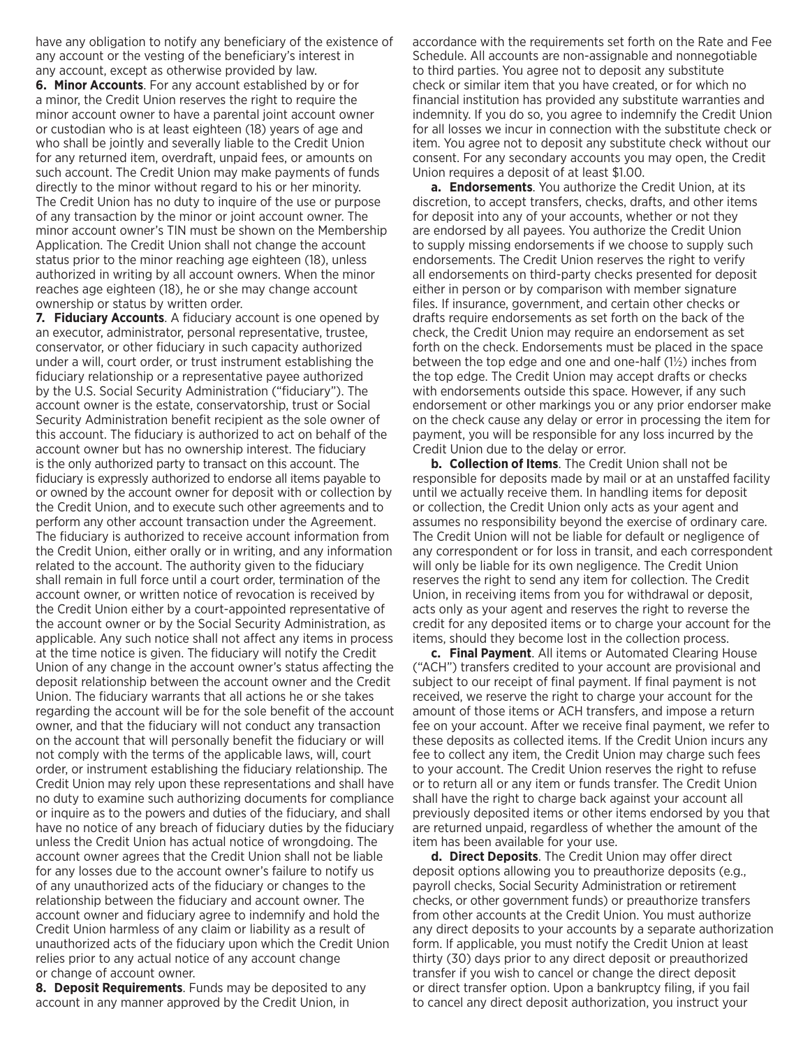have any obligation to notify any beneficiary of the existence of any account or the vesting of the beneficiary's interest in any account, except as otherwise provided by law.

**6. Minor Accounts**. For any account established by or for a minor, the Credit Union reserves the right to require the minor account owner to have a parental joint account owner or custodian who is at least eighteen (18) years of age and who shall be jointly and severally liable to the Credit Union for any returned item, overdraft, unpaid fees, or amounts on such account. The Credit Union may make payments of funds directly to the minor without regard to his or her minority. The Credit Union has no duty to inquire of the use or purpose of any transaction by the minor or joint account owner. The minor account owner's TIN must be shown on the Membership Application. The Credit Union shall not change the account status prior to the minor reaching age eighteen (18), unless authorized in writing by all account owners. When the minor reaches age eighteen (18), he or she may change account ownership or status by written order.

**7. Fiduciary Accounts**. A fiduciary account is one opened by an executor, administrator, personal representative, trustee, conservator, or other fiduciary in such capacity authorized under a will, court order, or trust instrument establishing the fiduciary relationship or a representative payee authorized by the U.S. Social Security Administration ("fiduciary"). The account owner is the estate, conservatorship, trust or Social Security Administration benefit recipient as the sole owner of this account. The fiduciary is authorized to act on behalf of the account owner but has no ownership interest. The fiduciary is the only authorized party to transact on this account. The fiduciary is expressly authorized to endorse all items payable to or owned by the account owner for deposit with or collection by the Credit Union, and to execute such other agreements and to perform any other account transaction under the Agreement. The fiduciary is authorized to receive account information from the Credit Union, either orally or in writing, and any information related to the account. The authority given to the fiduciary shall remain in full force until a court order, termination of the account owner, or written notice of revocation is received by the Credit Union either by a court-appointed representative of the account owner or by the Social Security Administration, as applicable. Any such notice shall not affect any items in process at the time notice is given. The fiduciary will notify the Credit Union of any change in the account owner's status affecting the deposit relationship between the account owner and the Credit Union. The fiduciary warrants that all actions he or she takes regarding the account will be for the sole benefit of the account owner, and that the fiduciary will not conduct any transaction on the account that will personally benefit the fiduciary or will not comply with the terms of the applicable laws, will, court order, or instrument establishing the fiduciary relationship. The Credit Union may rely upon these representations and shall have no duty to examine such authorizing documents for compliance or inquire as to the powers and duties of the fiduciary, and shall have no notice of any breach of fiduciary duties by the fiduciary unless the Credit Union has actual notice of wrongdoing. The account owner agrees that the Credit Union shall not be liable for any losses due to the account owner's failure to notify us of any unauthorized acts of the fiduciary or changes to the relationship between the fiduciary and account owner. The account owner and fiduciary agree to indemnify and hold the Credit Union harmless of any claim or liability as a result of unauthorized acts of the fiduciary upon which the Credit Union relies prior to any actual notice of any account change or change of account owner.

**8. Deposit Requirements**. Funds may be deposited to any account in any manner approved by the Credit Union, in accordance with the requirements set forth on the Rate and Fee Schedule. All accounts are non-assignable and nonnegotiable to third parties. You agree not to deposit any substitute check or similar item that you have created, or for which no financial institution has provided any substitute warranties and indemnity. If you do so, you agree to indemnify the Credit Union for all losses we incur in connection with the substitute check or item. You agree not to deposit any substitute check without our consent. For any secondary accounts you may open, the Credit Union requires a deposit of at least $1.00.

**a. Endorsements**. You authorize the Credit Union, at its discretion, to accept transfers, checks, drafts, and other items for deposit into any of your accounts, whether or not they are endorsed by all payees. You authorize the Credit Union to supply missing endorsements if we choose to supply such endorsements. The Credit Union reserves the right to verify all endorsements on third-party checks presented for deposit either in person or by comparison with member signature files. If insurance, government, and certain other checks or drafts require endorsements as set forth on the back of the check, the Credit Union may require an endorsement as set forth on the check. Endorsements must be placed in the space between the top edge and one and one-half (1½) inches from the top edge. The Credit Union may accept drafts or checks with endorsements outside this space. However, if any such endorsement or other markings you or any prior endorser make on the check cause any delay or error in processing the item for payment, you will be responsible for any loss incurred by the Credit Union due to the delay or error.

**b. Collection of Items**. The Credit Union shall not be responsible for deposits made by mail or at an unstaffed facility until we actually receive them. In handling items for deposit or collection, the Credit Union only acts as your agent and assumes no responsibility beyond the exercise of ordinary care. The Credit Union will not be liable for default or negligence of any correspondent or for loss in transit, and each correspondent will only be liable for its own negligence. The Credit Union reserves the right to send any item for collection. The Credit Union, in receiving items from you for withdrawal or deposit, acts only as your agent and reserves the right to reverse the credit for any deposited items or to charge your account for the items, should they become lost in the collection process.

**c. Final Payment**. All items or Automated Clearing House ("ACH") transfers credited to your account are provisional and subject to our receipt of final payment. If final payment is not received, we reserve the right to charge your account for the amount of those items or ACH transfers, and impose a return fee on your account. After we receive final payment, we refer to these deposits as collected items. If the Credit Union incurs any fee to collect any item, the Credit Union may charge such fees to your account. The Credit Union reserves the right to refuse or to return all or any item or funds transfer. The Credit Union shall have the right to charge back against your account all previously deposited items or other items endorsed by you that are returned unpaid, regardless of whether the amount of the item has been available for your use.

**d. Direct Deposits**. The Credit Union may offer direct deposit options allowing you to preauthorize deposits (e.g., payroll checks, Social Security Administration or retirement checks, or other government funds) or preauthorize transfers from other accounts at the Credit Union. You must authorize any direct deposits to your accounts by a separate authorization form. If applicable, you must notify the Credit Union at least thirty (30) days prior to any direct deposit or preauthorized transfer if you wish to cancel or change the direct deposit or direct transfer option. Upon a bankruptcy filing, if you fail to cancel any direct deposit authorization, you instruct your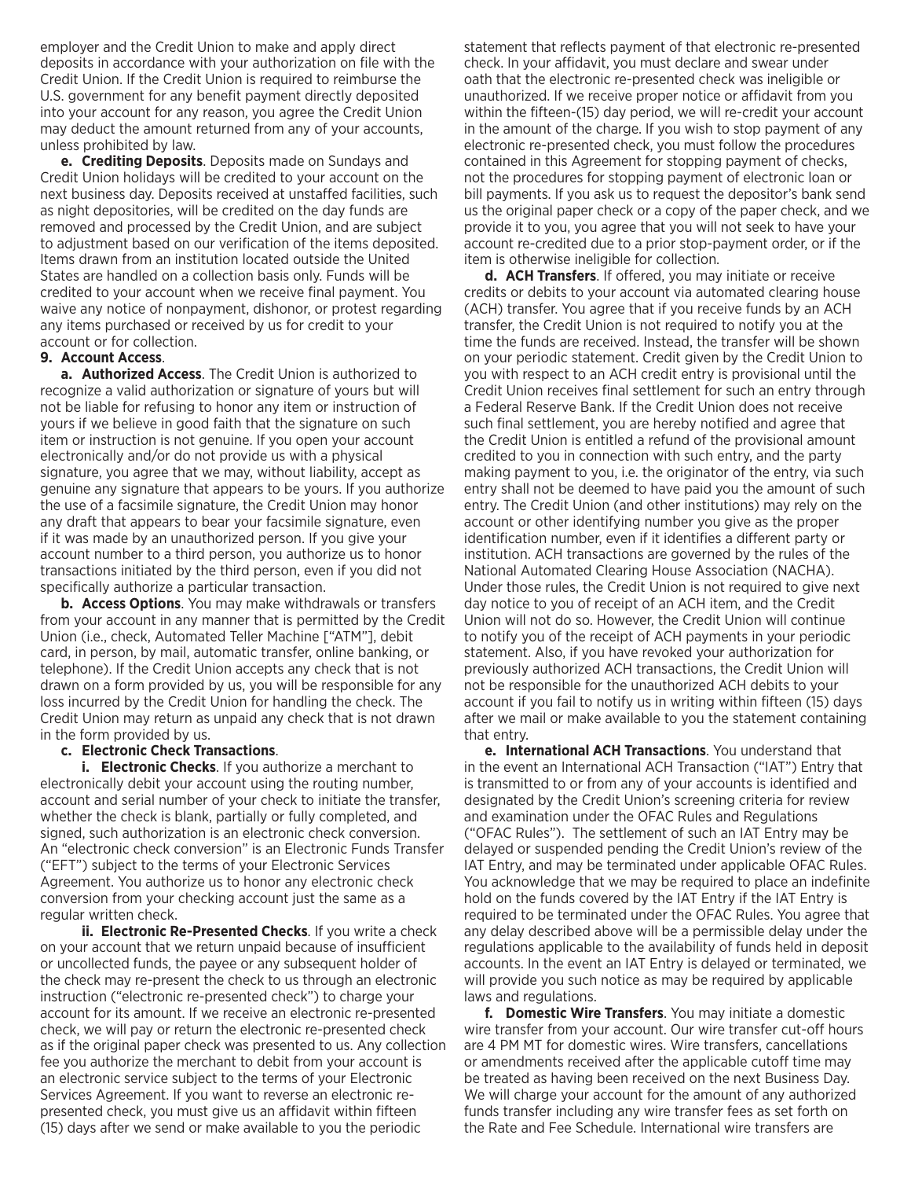employer and the Credit Union to make and apply direct deposits in accordance with your authorization on file with the Credit Union. If the Credit Union is required to reimburse the U.S. government for any benefit payment directly deposited into your account for any reason, you agree the Credit Union may deduct the amount returned from any of your accounts, unless prohibited by law.

**e. Crediting Deposits**. Deposits made on Sundays and Credit Union holidays will be credited to your account on the next business day. Deposits received at unstaffed facilities, such as night depositories, will be credited on the day funds are removed and processed by the Credit Union, and are subject to adjustment based on our verification of the items deposited. Items drawn from an institution located outside the United States are handled on a collection basis only. Funds will be credited to your account when we receive final payment. You waive any notice of nonpayment, dishonor, or protest regarding any items purchased or received by us for credit to your account or for collection.

**9. Account Access**.

**a. Authorized Access**. The Credit Union is authorized to recognize a valid authorization or signature of yours but will not be liable for refusing to honor any item or instruction of yours if we believe in good faith that the signature on such item or instruction is not genuine. If you open your account electronically and/or do not provide us with a physical signature, you agree that we may, without liability, accept as genuine any signature that appears to be yours. If you authorize the use of a facsimile signature, the Credit Union may honor any draft that appears to bear your facsimile signature, even if it was made by an unauthorized person. If you give your account number to a third person, you authorize us to honor transactions initiated by the third person, even if you did not specifically authorize a particular transaction.

**b. Access Options**. You may make withdrawals or transfers from your account in any manner that is permitted by the Credit Union (i.e., check, Automated Teller Machine ["ATM"], debit card, in person, by mail, automatic transfer, online banking, or telephone). If the Credit Union accepts any check that is not drawn on a form provided by us, you will be responsible for any loss incurred by the Credit Union for handling the check. The Credit Union may return as unpaid any check that is not drawn in the form provided by us.

**c. Electronic Check Transactions**.

**i. Electronic Checks**. If you authorize a merchant to electronically debit your account using the routing number, account and serial number of your check to initiate the transfer, whether the check is blank, partially or fully completed, and signed, such authorization is an electronic check conversion. An "electronic check conversion" is an Electronic Funds Transfer ("EFT") subject to the terms of your Electronic Services Agreement. You authorize us to honor any electronic check conversion from your checking account just the same as a regular written check.

**ii. Electronic Re-Presented Checks**. If you write a check on your account that we return unpaid because of insufficient or uncollected funds, the payee or any subsequent holder of the check may re-present the check to us through an electronic instruction ("electronic re-presented check") to charge your account for its amount. If we receive an electronic re-presented check, we will pay or return the electronic re-presented check as if the original paper check was presented to us. Any collection fee you authorize the merchant to debit from your account is an electronic service subject to the terms of your Electronic Services Agreement. If you want to reverse an electronic re-presented check, you must give us an affidavit within fifteen (15) days after we send or make available to you the periodic statement that reflects payment of that electronic re-presented check. In your affidavit, you must declare and swear under oath that the electronic re-presented check was ineligible or unauthorized. If we receive proper notice or affidavit from you within the fifteen-(15) day period, we will re-credit your account in the amount of the charge. If you wish to stop payment of any electronic re-presented check, you must follow the procedures contained in this Agreement for stopping payment of checks, not the procedures for stopping payment of electronic loan or bill payments. If you ask us to request the depositor's bank send us the original paper check or a copy of the paper check, and we provide it to you, you agree that you will not seek to have your account re-credited due to a prior stop-payment order, or if the item is otherwise ineligible for collection.

**d. ACH Transfers**. If offered, you may initiate or receive credits or debits to your account via automated clearing house (ACH) transfer. You agree that if you receive funds by an ACH transfer, the Credit Union is not required to notify you at the time the funds are received. Instead, the transfer will be shown on your periodic statement. Credit given by the Credit Union to you with respect to an ACH credit entry is provisional until the Credit Union receives final settlement for such an entry through a Federal Reserve Bank. If the Credit Union does not receive such final settlement, you are hereby notified and agree that the Credit Union is entitled a refund of the provisional amount credited to you in connection with such entry, and the party making payment to you, i.e. the originator of the entry, via such entry shall not be deemed to have paid you the amount of such entry. The Credit Union (and other institutions) may rely on the account or other identifying number you give as the proper identification number, even if it identifies a different party or institution. ACH transactions are governed by the rules of the National Automated Clearing House Association (NACHA). Under those rules, the Credit Union is not required to give next day notice to you of receipt of an ACH item, and the Credit Union will not do so. However, the Credit Union will continue to notify you of the receipt of ACH payments in your periodic statement. Also, if you have revoked your authorization for previously authorized ACH transactions, the Credit Union will not be responsible for the unauthorized ACH debits to your account if you fail to notify us in writing within fifteen (15) days after we mail or make available to you the statement containing that entry.

**e. International ACH Transactions**. You understand that in the event an International ACH Transaction ("IAT") Entry that is transmitted to or from any of your accounts is identified and designated by the Credit Union's screening criteria for review and examination under the OFAC Rules and Regulations ("OFAC Rules"). The settlement of such an IAT Entry may be delayed or suspended pending the Credit Union's review of the IAT Entry, and may be terminated under applicable OFAC Rules. You acknowledge that we may be required to place an indefinite hold on the funds covered by the IAT Entry if the IAT Entry is required to be terminated under the OFAC Rules. You agree that any delay described above will be a permissible delay under the regulations applicable to the availability of funds held in deposit accounts. In the event an IAT Entry is delayed or terminated, we will provide you such notice as may be required by applicable laws and regulations.

**f. Domestic Wire Transfers**. You may initiate a domestic wire transfer from your account. Our wire transfer cut-off hours are 4 PM MT for domestic wires. Wire transfers, cancellations or amendments received after the applicable cutoff time may be treated as having been received on the next Business Day. We will charge your account for the amount of any authorized funds transfer including any wire transfer fees as set forth on the Rate and Fee Schedule. International wire transfers are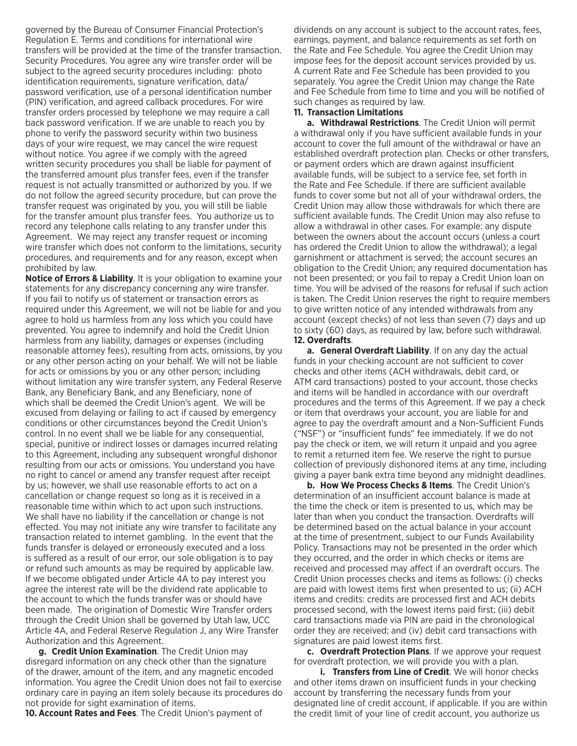governed by the Bureau of Consumer Financial Protection's Regulation E. Terms and conditions for international wire transfers will be provided at the time of the transfer transaction. Security Procedures. You agree any wire transfer order will be subject to the agreed security procedures including: photo identification requirements, signature verification, data/ password verification, use of a personal identification number (PIN) verification, and agreed callback procedures. For wire transfer orders processed by telephone we may require a call back password verification. If we are unable to reach you by phone to verify the password security within two business days of your wire request, we may cancel the wire request without notice. You agree if we comply with the agreed written security procedures you shall be liable for payment of the transferred amount plus transfer fees, even if the transfer request is not actually transmitted or authorized by you. If we do not follow the agreed security procedure, but can prove the transfer request was originated by you, you will still be liable for the transfer amount plus transfer fees. You authorize us to record any telephone calls relating to any transfer under this Agreement. We may reject any transfer request or incoming wire transfer which does not conform to the limitations, security procedures, and requirements and for any reason, except when prohibited by law.

**Notice of Errors & Liability**. It is your obligation to examine your statements for any discrepancy concerning any wire transfer. If you fail to notify us of statement or transaction errors as required under this Agreement, we will not be liable for and you agree to hold us harmless from any loss which you could have prevented. You agree to indemnify and hold the Credit Union harmless from any liability, damages or expenses (including reasonable attorney fees), resulting from acts, omissions, by you or any other person acting on your behalf. We will not be liable for acts or omissions by you or any other person; including without limitation any wire transfer system, any Federal Reserve Bank, any Beneficiary Bank, and any Beneficiary, none of which shall be deemed the Credit Union's agent. We will be excused from delaying or failing to act if caused by emergency conditions or other circumstances beyond the Credit Union's control. In no event shall we be liable for any consequential, special, punitive or indirect losses or damages incurred relating to this Agreement, including any subsequent wrongful dishonor resulting from our acts or omissions. You understand you have no right to cancel or amend any transfer request after receipt by us; however, we shall use reasonable efforts to act on a cancellation or change request so long as it is received in a reasonable time within which to act upon such instructions. We shall have no liability if the cancellation or change is not effected. You may not initiate any wire transfer to facilitate any transaction related to internet gambling. In the event that the funds transfer is delayed or erroneously executed and a loss is suffered as a result of our error, our sole obligation is to pay or refund such amounts as may be required by applicable law. If we become obligated under Article 4A to pay interest you agree the interest rate will be the dividend rate applicable to the account to which the funds transfer was or should have been made. The origination of Domestic Wire Transfer orders through the Credit Union shall be governed by Utah law, UCC Article 4A, and Federal Reserve Regulation J, any Wire Transfer Authorization and this Agreement.

**g. Credit Union Examination**. The Credit Union may disregard information on any check other than the signature of the drawer, amount of the item, and any magnetic encoded information. You agree the Credit Union does not fail to exercise ordinary care in paying an item solely because its procedures do not provide for sight examination of items.

**10. Account Rates and Fees**. The Credit Union's payment of dividends on any account is subject to the account rates, fees, earnings, payment, and balance requirements as set forth on the Rate and Fee Schedule. You agree the Credit Union may impose fees for the deposit account services provided by us. A current Rate and Fee Schedule has been provided to you separately. You agree the Credit Union may change the Rate and Fee Schedule from time to time and you will be notified of such changes as required by law.

**11. Transaction Limitations**

**a. Withdrawal Restrictions**. The Credit Union will permit a withdrawal only if you have sufficient available funds in your account to cover the full amount of the withdrawal or have an established overdraft protection plan. Checks or other transfers, or payment orders which are drawn against insufficient available funds, will be subject to a service fee, set forth in the Rate and Fee Schedule. If there are sufficient available funds to cover some but not all of your withdrawal orders, the Credit Union may allow those withdrawals for which there are sufficient available funds. The Credit Union may also refuse to allow a withdrawal in other cases. For example: any dispute between the owners about the account occurs (unless a court has ordered the Credit Union to allow the withdrawal); a legal garnishment or attachment is served; the account secures an obligation to the Credit Union; any required documentation has not been presented; or you fail to repay a Credit Union loan on time. You will be advised of the reasons for refusal if such action is taken. The Credit Union reserves the right to require members to give written notice of any intended withdrawals from any account (except checks) of not less than seven (7) days and up to sixty (60) days, as required by law, before such withdrawal.

**12. Overdrafts**.

**a. General Overdraft Liability**. If on any day the actual funds in your checking account are not sufficient to cover checks and other items (ACH withdrawals, debit card, or ATM card transactions) posted to your account, those checks and items will be handled in accordance with our overdraft procedures and the terms of this Agreement. If we pay a check or item that overdraws your account, you are liable for and agree to pay the overdraft amount and a Non-Sufficient Funds ("NSF") or "insufficient funds" fee immediately. If we do not pay the check or item, we will return it unpaid and you agree to remit a returned item fee. We reserve the right to pursue collection of previously dishonored items at any time, including giving a payer bank extra time beyond any midnight deadlines.

**b. How We Process Checks & Items**. The Credit Union's determination of an insufficient account balance is made at the time the check or item is presented to us, which may be later than when you conduct the transaction. Overdrafts will be determined based on the actual balance in your account at the time of presentment, subject to our Funds Availability Policy. Transactions may not be presented in the order which they occurred, and the order in which checks or items are received and processed may affect if an overdraft occurs. The Credit Union processes checks and items as follows: (i) checks are paid with lowest items first when presented to us; (ii) ACH items and credits: credits are processed first and ACH debits processed second, with the lowest items paid first; (iii) debit card transactions made via PIN are paid in the chronological order they are received; and (iv) debit card transactions with signatures are paid lowest items first.

**c. Overdraft Protection Plans**. If we approve your request for overdraft protection, we will provide you with a plan.

**i. Transfers from Line of Credit**. We will honor checks and other items drawn on insufficient funds in your checking account by transferring the necessary funds from your designated line of credit account, if applicable. If you are within the credit limit of your line of credit account, you authorize us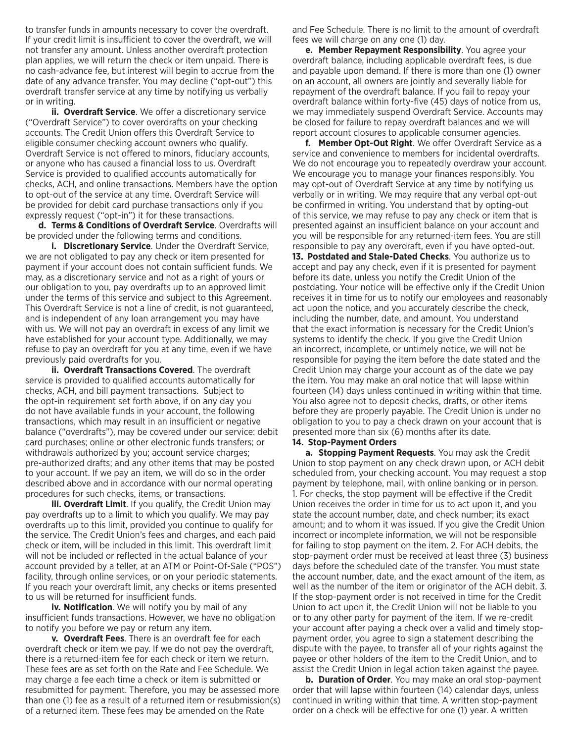to transfer funds in amounts necessary to cover the overdraft. If your credit limit is insufficient to cover the overdraft, we will not transfer any amount. Unless another overdraft protection plan applies, we will return the check or item unpaid. There is no cash-advance fee, but interest will begin to accrue from the date of any advance transfer. You may decline ("opt-out") this overdraft transfer service at any time by notifying us verbally or in writing.

**ii. Overdraft Service**. We offer a discretionary service ("Overdraft Service") to cover overdrafts on your checking accounts. The Credit Union offers this Overdraft Service to eligible consumer checking account owners who qualify. Overdraft Service is not offered to minors, fiduciary accounts, or anyone who has caused a financial loss to us. Overdraft Service is provided to qualified accounts automatically for checks, ACH, and online transactions. Members have the option to opt-out of the service at any time. Overdraft Service will be provided for debit card purchase transactions only if you expressly request ("opt-in") it for these transactions.

**d. Terms & Conditions of Overdraft Service**. Overdrafts will be provided under the following terms and conditions.

**i. Discretionary Service**. Under the Overdraft Service, we are not obligated to pay any check or item presented for payment if your account does not contain sufficient funds. We may, as a discretionary service and not as a right of yours or our obligation to you, pay overdrafts up to an approved limit under the terms of this service and subject to this Agreement. This Overdraft Service is not a line of credit, is not guaranteed, and is independent of any loan arrangement you may have with us. We will not pay an overdraft in excess of any limit we have established for your account type. Additionally, we may refuse to pay an overdraft for you at any time, even if we have previously paid overdrafts for you.

**ii. Overdraft Transactions Covered**. The overdraft service is provided to qualified accounts automatically for checks, ACH, and bill payment transactions. Subject to the opt-in requirement set forth above, if on any day you do not have available funds in your account, the following transactions, which may result in an insufficient or negative balance ("overdrafts"), may be covered under our service: debit card purchases; online or other electronic funds transfers; or withdrawals authorized by you; account service charges; pre-authorized drafts; and any other items that may be posted to your account. If we pay an item, we will do so in the order described above and in accordance with our normal operating procedures for such checks, items, or transactions.

**iii. Overdraft Limit**. If you qualify, the Credit Union may pay overdrafts up to a limit to which you qualify. We may pay overdrafts up to this limit, provided you continue to qualify for the service. The Credit Union's fees and charges, and each paid check or item, will be included in this limit. This overdraft limit will not be included or reflected in the actual balance of your account provided by a teller, at an ATM or Point-Of-Sale ("POS") facility, through online services, or on your periodic statements. If you reach your overdraft limit, any checks or items presented to us will be returned for insufficient funds.

**iv. Notification**. We will notify you by mail of any insufficient funds transactions. However, we have no obligation to notify you before we pay or return any item.

**v. Overdraft Fees**. There is an overdraft fee for each overdraft check or item we pay. If we do not pay the overdraft, there is a returned-item fee for each check or item we return. These fees are as set forth on the Rate and Fee Schedule. We may charge a fee each time a check or item is submitted or resubmitted for payment. Therefore, you may be assessed more than one (1) fee as a result of a returned item or resubmission(s) of a returned item. These fees may be amended on the Rate and Fee Schedule. There is no limit to the amount of overdraft fees we will charge on any one (1) day.

**e. Member Repayment Responsibility**. You agree your overdraft balance, including applicable overdraft fees, is due and payable upon demand. If there is more than one (1) owner on an account, all owners are jointly and severally liable for repayment of the overdraft balance. If you fail to repay your overdraft balance within forty-five (45) days of notice from us, we may immediately suspend Overdraft Service. Accounts may be closed for failure to repay overdraft balances and we will report account closures to applicable consumer agencies.

**f. Member Opt-Out Right**. We offer Overdraft Service as a service and convenience to members for incidental overdrafts. We do not encourage you to repeatedly overdraw your account. We encourage you to manage your finances responsibly. You may opt-out of Overdraft Service at any time by notifying us verbally or in writing. We may require that any verbal opt-out be confirmed in writing. You understand that by opting-out of this service, we may refuse to pay any check or item that is presented against an insufficient balance on your account and you will be responsible for any returned-item fees. You are still responsible to pay any overdraft, even if you have opted-out.

**13. Postdated and Stale-Dated Checks**. You authorize us to accept and pay any check, even if it is presented for payment before its date, unless you notify the Credit Union of the postdating. Your notice will be effective only if the Credit Union receives it in time for us to notify our employees and reasonably act upon the notice, and you accurately describe the check, including the number, date, and amount. You understand that the exact information is necessary for the Credit Union's systems to identify the check. If you give the Credit Union an incorrect, incomplete, or untimely notice, we will not be responsible for paying the item before the date stated and the Credit Union may charge your account as of the date we pay the item. You may make an oral notice that will lapse within fourteen (14) days unless continued in writing within that time. You also agree not to deposit checks, drafts, or other items before they are properly payable. The Credit Union is under no obligation to you to pay a check drawn on your account that is presented more than six (6) months after its date.

**14. Stop-Payment Orders**

**a. Stopping Payment Requests**. You may ask the Credit Union to stop payment on any check drawn upon, or ACH debit scheduled from, your checking account. You may request a stop payment by telephone, mail, with online banking or in person. 1. For checks, the stop payment will be effective if the Credit Union receives the order in time for us to act upon it, and you state the account number, date, and check number; its exact amount; and to whom it was issued. If you give the Credit Union incorrect or incomplete information, we will not be responsible for failing to stop payment on the item. 2. For ACH debits, the stop-payment order must be received at least three (3) business days before the scheduled date of the transfer. You must state the account number, date, and the exact amount of the item, as well as the number of the item or originator of the ACH debit. 3. If the stop-payment order is not received in time for the Credit Union to act upon it, the Credit Union will not be liable to you or to any other party for payment of the item. If we re-credit your account after paying a check over a valid and timely stop-payment order, you agree to sign a statement describing the dispute with the payee, to transfer all of your rights against the payee or other holders of the item to the Credit Union, and to assist the Credit Union in legal action taken against the payee.

**b. Duration of Order**. You may make an oral stop-payment order that will lapse within fourteen (14) calendar days, unless continued in writing within that time. A written stop-payment order on a check will be effective for one (1) year. A written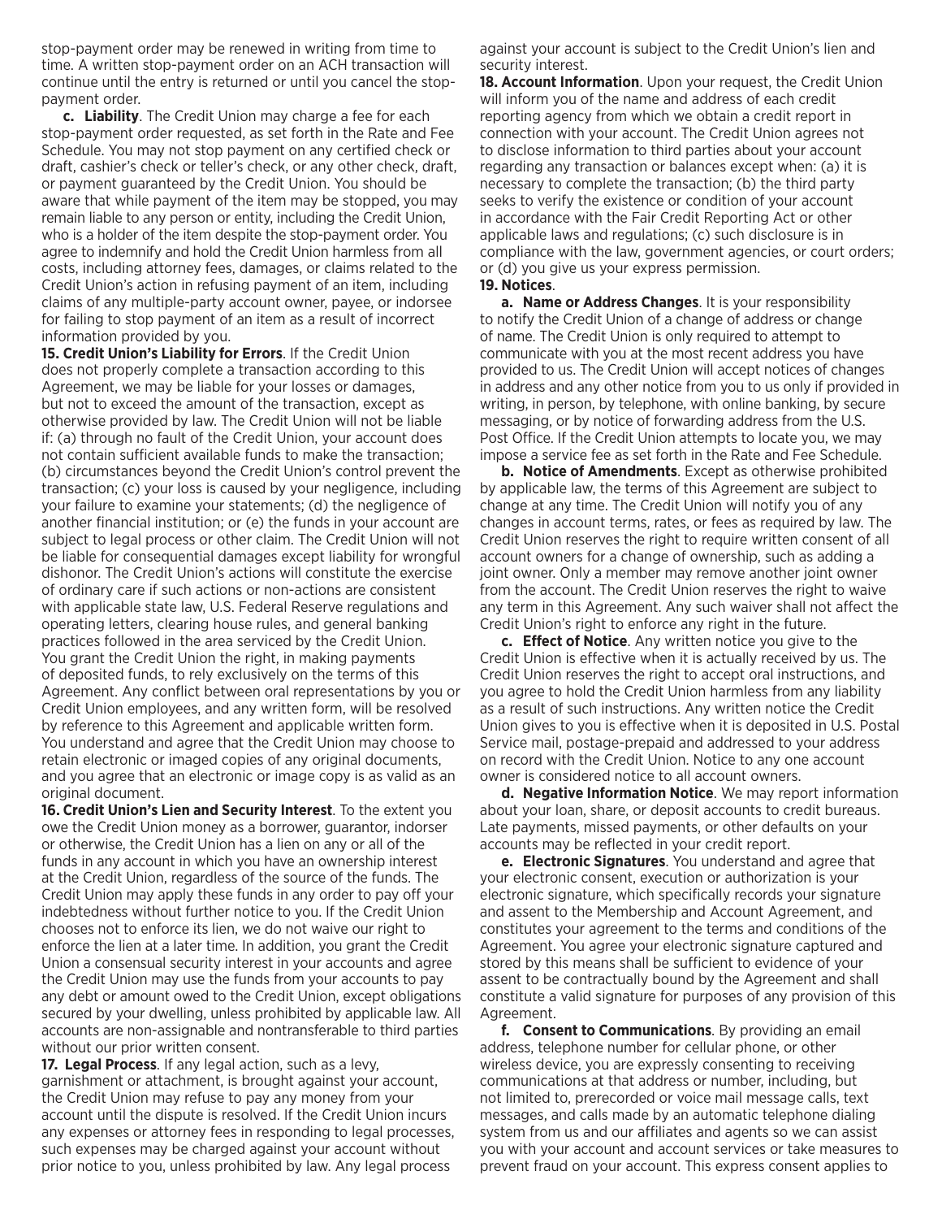stop-payment order may be renewed in writing from time to time. A written stop-payment order on an ACH transaction will continue until the entry is returned or until you cancel the stop-payment order.

**c. Liability**. The Credit Union may charge a fee for each stop-payment order requested, as set forth in the Rate and Fee Schedule. You may not stop payment on any certified check or draft, cashier's check or teller's check, or any other check, draft, or payment guaranteed by the Credit Union. You should be aware that while payment of the item may be stopped, you may remain liable to any person or entity, including the Credit Union, who is a holder of the item despite the stop-payment order. You agree to indemnify and hold the Credit Union harmless from all costs, including attorney fees, damages, or claims related to the Credit Union's action in refusing payment of an item, including claims of any multiple-party account owner, payee, or indorsee for failing to stop payment of an item as a result of incorrect information provided by you.

**15. Credit Union's Liability for Errors**. If the Credit Union does not properly complete a transaction according to this Agreement, we may be liable for your losses or damages, but not to exceed the amount of the transaction, except as otherwise provided by law. The Credit Union will not be liable if: (a) through no fault of the Credit Union, your account does not contain sufficient available funds to make the transaction; (b) circumstances beyond the Credit Union's control prevent the transaction; (c) your loss is caused by your negligence, including your failure to examine your statements; (d) the negligence of another financial institution; or (e) the funds in your account are subject to legal process or other claim. The Credit Union will not be liable for consequential damages except liability for wrongful dishonor. The Credit Union's actions will constitute the exercise of ordinary care if such actions or non-actions are consistent with applicable state law, U.S. Federal Reserve regulations and operating letters, clearing house rules, and general banking practices followed in the area serviced by the Credit Union. You grant the Credit Union the right, in making payments of deposited funds, to rely exclusively on the terms of this Agreement. Any conflict between oral representations by you or Credit Union employees, and any written form, will be resolved by reference to this Agreement and applicable written form. You understand and agree that the Credit Union may choose to retain electronic or imaged copies of any original documents, and you agree that an electronic or image copy is as valid as an original document.

**16. Credit Union's Lien and Security Interest**. To the extent you owe the Credit Union money as a borrower, guarantor, indorser or otherwise, the Credit Union has a lien on any or all of the funds in any account in which you have an ownership interest at the Credit Union, regardless of the source of the funds. The Credit Union may apply these funds in any order to pay off your indebtedness without further notice to you. If the Credit Union chooses not to enforce its lien, we do not waive our right to enforce the lien at a later time. In addition, you grant the Credit Union a consensual security interest in your accounts and agree the Credit Union may use the funds from your accounts to pay any debt or amount owed to the Credit Union, except obligations secured by your dwelling, unless prohibited by applicable law. All accounts are non-assignable and nontransferable to third parties without our prior written consent.

**17. Legal Process**. If any legal action, such as a levy, garnishment or attachment, is brought against your account, the Credit Union may refuse to pay any money from your account until the dispute is resolved. If the Credit Union incurs any expenses or attorney fees in responding to legal processes, such expenses may be charged against your account without prior notice to you, unless prohibited by law. Any legal process against your account is subject to the Credit Union's lien and security interest.

**18. Account Information**. Upon your request, the Credit Union will inform you of the name and address of each credit reporting agency from which we obtain a credit report in connection with your account. The Credit Union agrees not to disclose information to third parties about your account regarding any transaction or balances except when: (a) it is necessary to complete the transaction; (b) the third party seeks to verify the existence or condition of your account in accordance with the Fair Credit Reporting Act or other applicable laws and regulations; (c) such disclosure is in compliance with the law, government agencies, or court orders; or (d) you give us your express permission.

**19. Notices**.

**a. Name or Address Changes**. It is your responsibility to notify the Credit Union of a change of address or change of name. The Credit Union is only required to attempt to communicate with you at the most recent address you have provided to us. The Credit Union will accept notices of changes in address and any other notice from you to us only if provided in writing, in person, by telephone, with online banking, by secure messaging, or by notice of forwarding address from the U.S. Post Office. If the Credit Union attempts to locate you, we may impose a service fee as set forth in the Rate and Fee Schedule.

**b. Notice of Amendments**. Except as otherwise prohibited by applicable law, the terms of this Agreement are subject to change at any time. The Credit Union will notify you of any changes in account terms, rates, or fees as required by law. The Credit Union reserves the right to require written consent of all account owners for a change of ownership, such as adding a joint owner. Only a member may remove another joint owner from the account. The Credit Union reserves the right to waive any term in this Agreement. Any such waiver shall not affect the Credit Union's right to enforce any right in the future.

**c. Effect of Notice**. Any written notice you give to the Credit Union is effective when it is actually received by us. The Credit Union reserves the right to accept oral instructions, and you agree to hold the Credit Union harmless from any liability as a result of such instructions. Any written notice the Credit Union gives to you is effective when it is deposited in U.S. Postal Service mail, postage-prepaid and addressed to your address on record with the Credit Union. Notice to any one account owner is considered notice to all account owners.

**d. Negative Information Notice**. We may report information about your loan, share, or deposit accounts to credit bureaus. Late payments, missed payments, or other defaults on your accounts may be reflected in your credit report.

**e. Electronic Signatures**. You understand and agree that your electronic consent, execution or authorization is your electronic signature, which specifically records your signature and assent to the Membership and Account Agreement, and constitutes your agreement to the terms and conditions of the Agreement. You agree your electronic signature captured and stored by this means shall be sufficient to evidence of your assent to be contractually bound by the Agreement and shall constitute a valid signature for purposes of any provision of this Agreement.

**f. Consent to Communications**. By providing an email address, telephone number for cellular phone, or other wireless device, you are expressly consenting to receiving communications at that address or number, including, but not limited to, prerecorded or voice mail message calls, text messages, and calls made by an automatic telephone dialing system from us and our affiliates and agents so we can assist you with your account and account services or take measures to prevent fraud on your account. This express consent applies to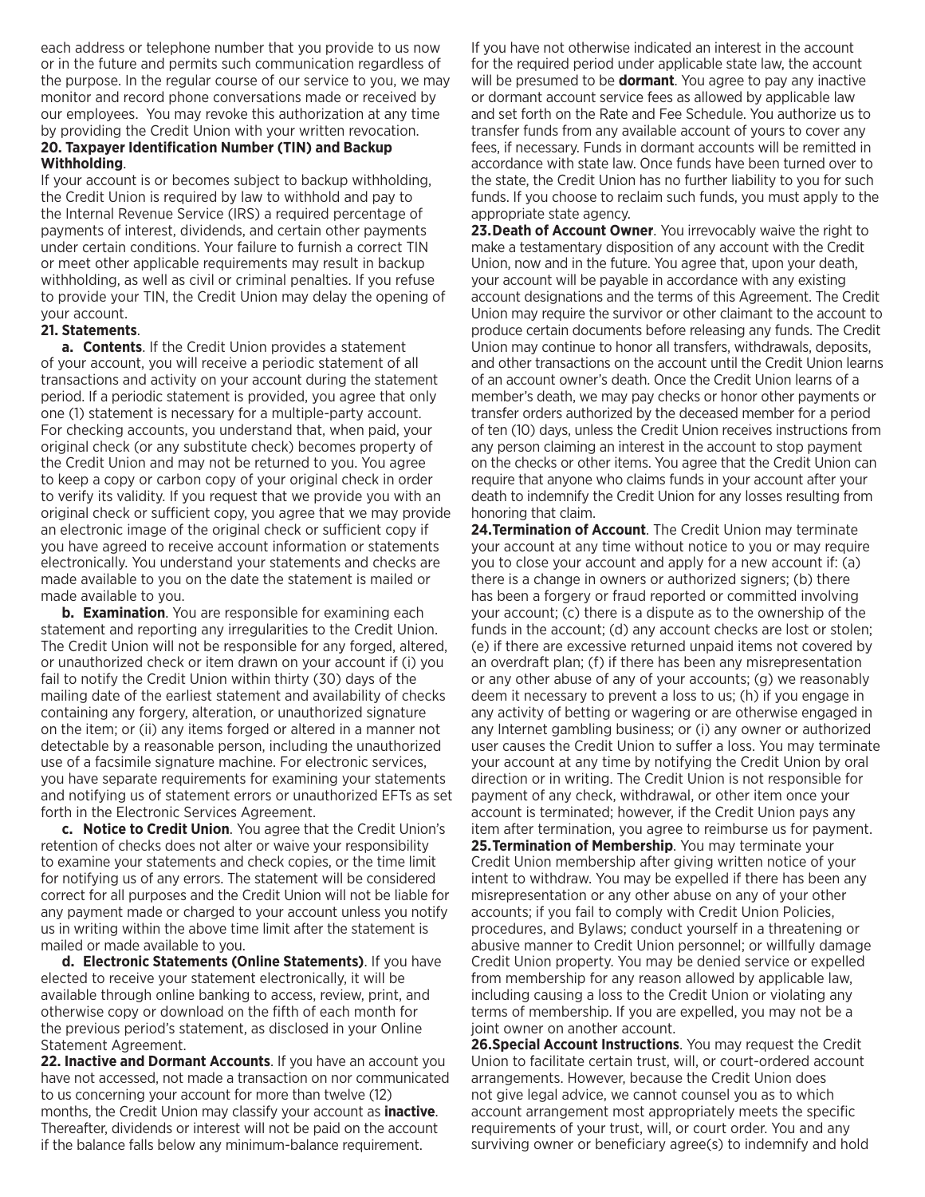each address or telephone number that you provide to us now or in the future and permits such communication regardless of the purpose. In the regular course of our service to you, we may monitor and record phone conversations made or received by our employees. You may revoke this authorization at any time by providing the Credit Union with your written revocation.

**20. Taxpayer Identification Number (TIN) and Backup Withholding**.

If your account is or becomes subject to backup withholding, the Credit Union is required by law to withhold and pay to the Internal Revenue Service (IRS) a required percentage of payments of interest, dividends, and certain other payments under certain conditions. Your failure to furnish a correct TIN or meet other applicable requirements may result in backup withholding, as well as civil or criminal penalties. If you refuse to provide your TIN, the Credit Union may delay the opening of your account.

**21. Statements**.

**a. Contents**. If the Credit Union provides a statement of your account, you will receive a periodic statement of all transactions and activity on your account during the statement period. If a periodic statement is provided, you agree that only one (1) statement is necessary for a multiple-party account. For checking accounts, you understand that, when paid, your original check (or any substitute check) becomes property of the Credit Union and may not be returned to you. You agree to keep a copy or carbon copy of your original check in order to verify its validity. If you request that we provide you with an original check or sufficient copy, you agree that we may provide an electronic image of the original check or sufficient copy if you have agreed to receive account information or statements electronically. You understand your statements and checks are made available to you on the date the statement is mailed or made available to you.

**b. Examination**. You are responsible for examining each statement and reporting any irregularities to the Credit Union. The Credit Union will not be responsible for any forged, altered, or unauthorized check or item drawn on your account if (i) you fail to notify the Credit Union within thirty (30) days of the mailing date of the earliest statement and availability of checks containing any forgery, alteration, or unauthorized signature on the item; or (ii) any items forged or altered in a manner not detectable by a reasonable person, including the unauthorized use of a facsimile signature machine. For electronic services, you have separate requirements for examining your statements and notifying us of statement errors or unauthorized EFTs as set forth in the Electronic Services Agreement.

**c. Notice to Credit Union**. You agree that the Credit Union's retention of checks does not alter or waive your responsibility to examine your statements and check copies, or the time limit for notifying us of any errors. The statement will be considered correct for all purposes and the Credit Union will not be liable for any payment made or charged to your account unless you notify us in writing within the above time limit after the statement is mailed or made available to you.

**d. Electronic Statements (Online Statements)**. If you have elected to receive your statement electronically, it will be available through online banking to access, review, print, and otherwise copy or download on the fifth of each month for the previous period's statement, as disclosed in your Online Statement Agreement.

**22. Inactive and Dormant Accounts**. If you have an account you have not accessed, not made a transaction on nor communicated to us concerning your account for more than twelve (12) months, the Credit Union may classify your account as **inactive**. Thereafter, dividends or interest will not be paid on the account if the balance falls below any minimum-balance requirement.

If you have not otherwise indicated an interest in the account for the required period under applicable state law, the account will be presumed to be **dormant**. You agree to pay any inactive or dormant account service fees as allowed by applicable law and set forth on the Rate and Fee Schedule. You authorize us to transfer funds from any available account of yours to cover any fees, if necessary. Funds in dormant accounts will be remitted in accordance with state law. Once funds have been turned over to the state, the Credit Union has no further liability to you for such funds. If you choose to reclaim such funds, you must apply to the appropriate state agency.

**23. Death of Account Owner**. You irrevocably waive the right to make a testamentary disposition of any account with the Credit Union, now and in the future. You agree that, upon your death, your account will be payable in accordance with any existing account designations and the terms of this Agreement. The Credit Union may require the survivor or other claimant to the account to produce certain documents before releasing any funds. The Credit Union may continue to honor all transfers, withdrawals, deposits, and other transactions on the account until the Credit Union learns of an account owner's death. Once the Credit Union learns of a member's death, we may pay checks or honor other payments or transfer orders authorized by the deceased member for a period of ten (10) days, unless the Credit Union receives instructions from any person claiming an interest in the account to stop payment on the checks or other items. You agree that the Credit Union can require that anyone who claims funds in your account after your death to indemnify the Credit Union for any losses resulting from honoring that claim.

**24. Termination of Account**. The Credit Union may terminate your account at any time without notice to you or may require you to close your account and apply for a new account if: (a) there is a change in owners or authorized signers; (b) there has been a forgery or fraud reported or committed involving your account; (c) there is a dispute as to the ownership of the funds in the account; (d) any account checks are lost or stolen; (e) if there are excessive returned unpaid items not covered by an overdraft plan; (f) if there has been any misrepresentation or any other abuse of any of your accounts; (g) we reasonably deem it necessary to prevent a loss to us; (h) if you engage in any activity of betting or wagering or are otherwise engaged in any Internet gambling business; or (i) any owner or authorized user causes the Credit Union to suffer a loss. You may terminate your account at any time by notifying the Credit Union by oral direction or in writing. The Credit Union is not responsible for payment of any check, withdrawal, or other item once your account is terminated; however, if the Credit Union pays any item after termination, you agree to reimburse us for payment.

**25. Termination of Membership**. You may terminate your Credit Union membership after giving written notice of your intent to withdraw. You may be expelled if there has been any misrepresentation or any other abuse on any of your other accounts; if you fail to comply with Credit Union Policies, procedures, and Bylaws; conduct yourself in a threatening or abusive manner to Credit Union personnel; or willfully damage Credit Union property. You may be denied service or expelled from membership for any reason allowed by applicable law, including causing a loss to the Credit Union or violating any terms of membership. If you are expelled, you may not be a joint owner on another account.

**26. Special Account Instructions**. You may request the Credit Union to facilitate certain trust, will, or court-ordered account arrangements. However, because the Credit Union does not give legal advice, we cannot counsel you as to which account arrangement most appropriately meets the specific requirements of your trust, will, or court order. You and any surviving owner or beneficiary agree(s) to indemnify and hold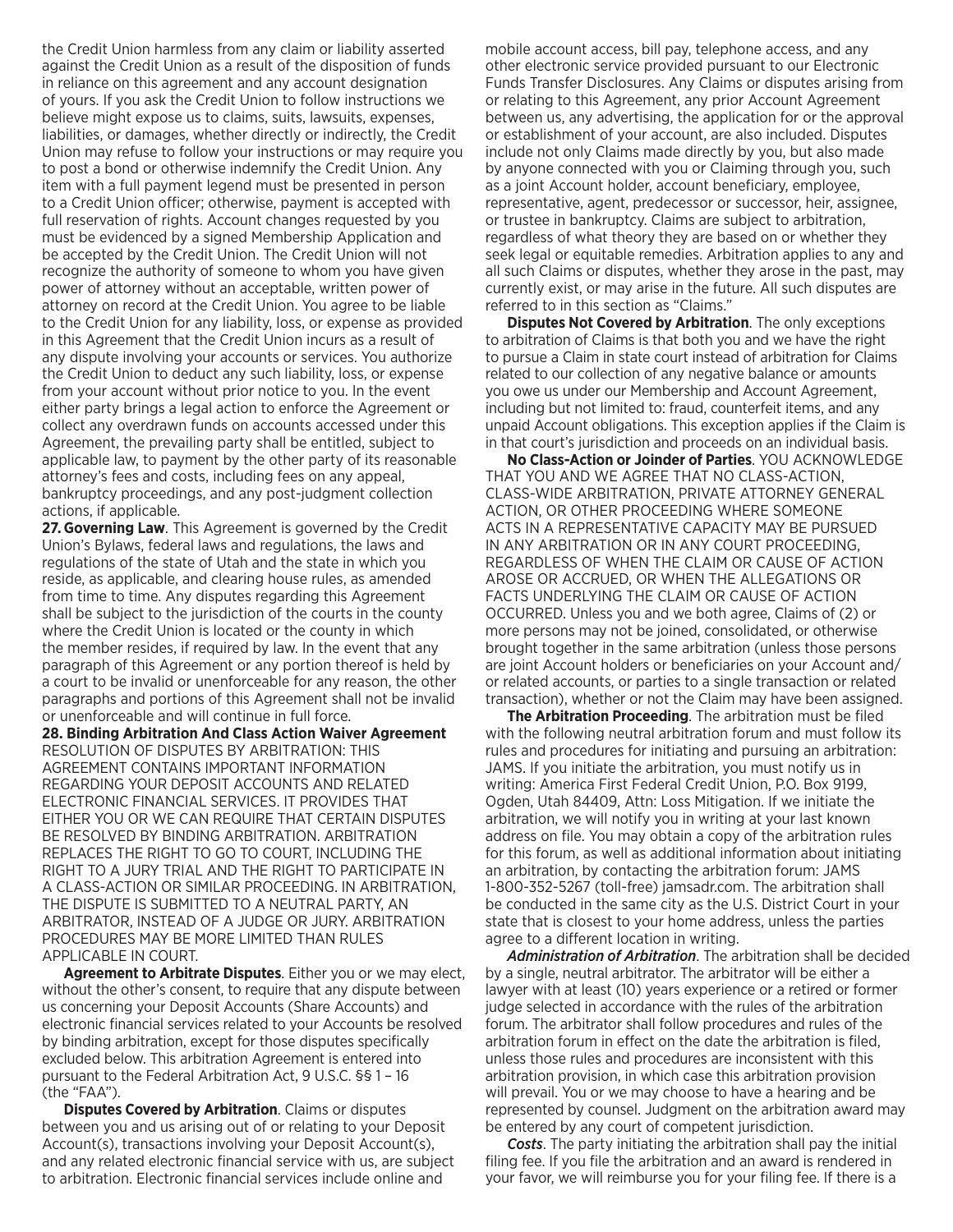the Credit Union harmless from any claim or liability asserted against the Credit Union as a result of the disposition of funds in reliance on this agreement and any account designation of yours. If you ask the Credit Union to follow instructions we believe might expose us to claims, suits, lawsuits, expenses, liabilities, or damages, whether directly or indirectly, the Credit Union may refuse to follow your instructions or may require you to post a bond or otherwise indemnify the Credit Union. Any item with a full payment legend must be presented in person to a Credit Union officer; otherwise, payment is accepted with full reservation of rights. Account changes requested by you must be evidenced by a signed Membership Application and be accepted by the Credit Union. The Credit Union will not recognize the authority of someone to whom you have given power of attorney without an acceptable, written power of attorney on record at the Credit Union. You agree to be liable to the Credit Union for any liability, loss, or expense as provided in this Agreement that the Credit Union incurs as a result of any dispute involving your accounts or services. You authorize the Credit Union to deduct any such liability, loss, or expense from your account without prior notice to you. In the event either party brings a legal action to enforce the Agreement or collect any overdrawn funds on accounts accessed under this Agreement, the prevailing party shall be entitled, subject to applicable law, to payment by the other party of its reasonable attorney's fees and costs, including fees on any appeal, bankruptcy proceedings, and any post-judgment collection actions, if applicable.

**27. Governing Law**. This Agreement is governed by the Credit Union's Bylaws, federal laws and regulations, the laws and regulations of the state of Utah and the state in which you reside, as applicable, and clearing house rules, as amended from time to time. Any disputes regarding this Agreement shall be subject to the jurisdiction of the courts in the county where the Credit Union is located or the county in which the member resides, if required by law. In the event that any paragraph of this Agreement or any portion thereof is held by a court to be invalid or unenforceable for any reason, the other paragraphs and portions of this Agreement shall not be invalid or unenforceable and will continue in full force.

**28. Binding Arbitration And Class Action Waiver Agreement**

RESOLUTION OF DISPUTES BY ARBITRATION: THIS AGREEMENT CONTAINS IMPORTANT INFORMATION REGARDING YOUR DEPOSIT ACCOUNTS AND RELATED ELECTRONIC FINANCIAL SERVICES. IT PROVIDES THAT EITHER YOU OR WE CAN REQUIRE THAT CERTAIN DISPUTES BE RESOLVED BY BINDING ARBITRATION. ARBITRATION REPLACES THE RIGHT TO GO TO COURT, INCLUDING THE RIGHT TO A JURY TRIAL AND THE RIGHT TO PARTICIPATE IN A CLASS-ACTION OR SIMILAR PROCEEDING. IN ARBITRATION, THE DISPUTE IS SUBMITTED TO A NEUTRAL PARTY, AN ARBITRATOR, INSTEAD OF A JUDGE OR JURY. ARBITRATION PROCEDURES MAY BE MORE LIMITED THAN RULES APPLICABLE IN COURT.

**Agreement to Arbitrate Disputes**. Either you or we may elect, without the other's consent, to require that any dispute between us concerning your Deposit Accounts (Share Accounts) and electronic financial services related to your Accounts be resolved by binding arbitration, except for those disputes specifically excluded below. This arbitration Agreement is entered into pursuant to the Federal Arbitration Act, 9 U.S.C. §§ 1 – 16 (the "FAA").

**Disputes Covered by Arbitration**. Claims or disputes between you and us arising out of or relating to your Deposit Account(s), transactions involving your Deposit Account(s), and any related electronic financial service with us, are subject to arbitration. Electronic financial services include online and mobile account access, bill pay, telephone access, and any other electronic service provided pursuant to our Electronic Funds Transfer Disclosures. Any Claims or disputes arising from or relating to this Agreement, any prior Account Agreement between us, any advertising, the application for or the approval or establishment of your account, are also included. Disputes include not only Claims made directly by you, but also made by anyone connected with you or Claiming through you, such as a joint Account holder, account beneficiary, employee, representative, agent, predecessor or successor, heir, assignee, or trustee in bankruptcy. Claims are subject to arbitration, regardless of what theory they are based on or whether they seek legal or equitable remedies. Arbitration applies to any and all such Claims or disputes, whether they arose in the past, may currently exist, or may arise in the future. All such disputes are referred to in this section as "Claims."

**Disputes Not Covered by Arbitration**. The only exceptions to arbitration of Claims is that both you and we have the right to pursue a Claim in state court instead of arbitration for Claims related to our collection of any negative balance or amounts you owe us under our Membership and Account Agreement, including but not limited to: fraud, counterfeit items, and any unpaid Account obligations. This exception applies if the Claim is in that court's jurisdiction and proceeds on an individual basis.

**No Class-Action or Joinder of Parties**. YOU ACKNOWLEDGE THAT YOU AND WE AGREE THAT NO CLASS-ACTION, CLASS-WIDE ARBITRATION, PRIVATE ATTORNEY GENERAL ACTION, OR OTHER PROCEEDING WHERE SOMEONE ACTS IN A REPRESENTATIVE CAPACITY MAY BE PURSUED IN ANY ARBITRATION OR IN ANY COURT PROCEEDING, REGARDLESS OF WHEN THE CLAIM OR CAUSE OF ACTION AROSE OR ACCRUED, OR WHEN THE ALLEGATIONS OR FACTS UNDERLYING THE CLAIM OR CAUSE OF ACTION OCCURRED. Unless you and we both agree, Claims of (2) or more persons may not be joined, consolidated, or otherwise brought together in the same arbitration (unless those persons are joint Account holders or beneficiaries on your Account and/or related accounts, or parties to a single transaction or related transaction), whether or not the Claim may have been assigned.

**The Arbitration Proceeding**. The arbitration must be filed with the following neutral arbitration forum and must follow its rules and procedures for initiating and pursuing an arbitration: JAMS. If you initiate the arbitration, you must notify us in writing: America First Federal Credit Union, P.O. Box 9199, Ogden, Utah 84409, Attn: Loss Mitigation. If we initiate the arbitration, we will notify you in writing at your last known address on file. You may obtain a copy of the arbitration rules for this forum, as well as additional information about initiating an arbitration, by contacting the arbitration forum: JAMS 1-800-352-5267 (toll-free) jamsadr.com. The arbitration shall be conducted in the same city as the U.S. District Court in your state that is closest to your home address, unless the parties agree to a different location in writing.

***Administration of Arbitration***. The arbitration shall be decided by a single, neutral arbitrator. The arbitrator will be either a lawyer with at least (10) years experience or a retired or former judge selected in accordance with the rules of the arbitration forum. The arbitrator shall follow procedures and rules of the arbitration forum in effect on the date the arbitration is filed, unless those rules and procedures are inconsistent with this arbitration provision, in which case this arbitration provision will prevail. You or we may choose to have a hearing and be represented by counsel. Judgment on the arbitration award may be entered by any court of competent jurisdiction.

***Costs***. The party initiating the arbitration shall pay the initial filing fee. If you file the arbitration and an award is rendered in your favor, we will reimburse you for your filing fee. If there is a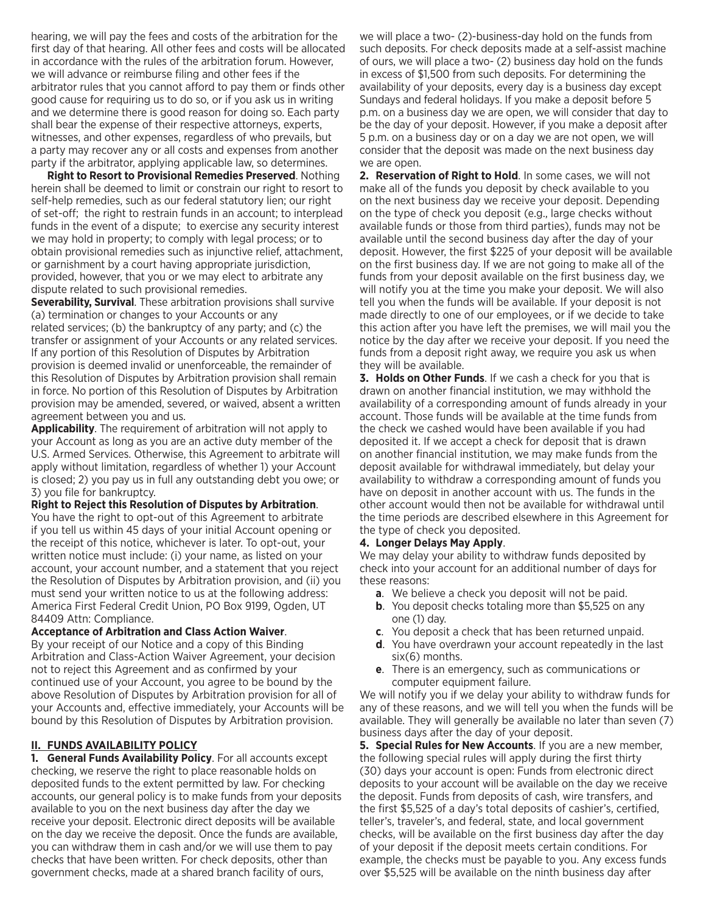hearing, we will pay the fees and costs of the arbitration for the first day of that hearing. All other fees and costs will be allocated in accordance with the rules of the arbitration forum. However, we will advance or reimburse filing and other fees if the arbitrator rules that you cannot afford to pay them or finds other good cause for requiring us to do so, or if you ask us in writing and we determine there is good reason for doing so. Each party shall bear the expense of their respective attorneys, experts, witnesses, and other expenses, regardless of who prevails, but a party may recover any or all costs and expenses from another party if the arbitrator, applying applicable law, so determines.

**Right to Resort to Provisional Remedies Preserved**. Nothing herein shall be deemed to limit or constrain our right to resort to self-help remedies, such as our federal statutory lien; our right of set-off; the right to restrain funds in an account; to interplead funds in the event of a dispute; to exercise any security interest we may hold in property; to comply with legal process; or to obtain provisional remedies such as injunctive relief, attachment, or garnishment by a court having appropriate jurisdiction, provided, however, that you or we may elect to arbitrate any dispute related to such provisional remedies.

**Severability, Survival**. These arbitration provisions shall survive (a) termination or changes to your Accounts or any related services; (b) the bankruptcy of any party; and (c) the transfer or assignment of your Accounts or any related services. If any portion of this Resolution of Disputes by Arbitration provision is deemed invalid or unenforceable, the remainder of this Resolution of Disputes by Arbitration provision shall remain in force. No portion of this Resolution of Disputes by Arbitration provision may be amended, severed, or waived, absent a written agreement between you and us.

**Applicability**. The requirement of arbitration will not apply to your Account as long as you are an active duty member of the U.S. Armed Services. Otherwise, this Agreement to arbitrate will apply without limitation, regardless of whether 1) your Account is closed; 2) you pay us in full any outstanding debt you owe; or 3) you file for bankruptcy.

**Right to Reject this Resolution of Disputes by Arbitration**. You have the right to opt-out of this Agreement to arbitrate if you tell us within 45 days of your initial Account opening or the receipt of this notice, whichever is later. To opt-out, your written notice must include: (i) your name, as listed on your account, your account number, and a statement that you reject the Resolution of Disputes by Arbitration provision, and (ii) you must send your written notice to us at the following address: America First Federal Credit Union, PO Box 9199, Ogden, UT 84409 Attn: Compliance.

**Acceptance of Arbitration and Class Action Waiver**. By your receipt of our Notice and a copy of this Binding Arbitration and Class-Action Waiver Agreement, your decision not to reject this Agreement and as confirmed by your continued use of your Account, you agree to be bound by the above Resolution of Disputes by Arbitration provision for all of your Accounts and, effective immediately, your Accounts will be bound by this Resolution of Disputes by Arbitration provision.

## II. FUNDS AVAILABILITY POLICY

**1. General Funds Availability Policy**. For all accounts except checking, we reserve the right to place reasonable holds on deposited funds to the extent permitted by law. For checking accounts, our general policy is to make funds from your deposits available to you on the next business day after the day we receive your deposit. Electronic direct deposits will be available on the day we receive the deposit. Once the funds are available, you can withdraw them in cash and/or we will use them to pay checks that have been written. For check deposits, other than government checks, made at a shared branch facility of ours, we will place a two- (2)-business-day hold on the funds from such deposits. For check deposits made at a self-assist machine of ours, we will place a two- (2) business day hold on the funds in excess of $1,500 from such deposits. For determining the availability of your deposits, every day is a business day except Sundays and federal holidays. If you make a deposit before 5 p.m. on a business day we are open, we will consider that day to be the day of your deposit. However, if you make a deposit after 5 p.m. on a business day or on a day we are not open, we will consider that the deposit was made on the next business day we are open.

**2. Reservation of Right to Hold**. In some cases, we will not make all of the funds you deposit by check available to you on the next business day we receive your deposit. Depending on the type of check you deposit (e.g., large checks without available funds or those from third parties), funds may not be available until the second business day after the day of your deposit. However, the first $225 of your deposit will be available on the first business day. If we are not going to make all of the funds from your deposit available on the first business day, we will notify you at the time you make your deposit. We will also tell you when the funds will be available. If your deposit is not made directly to one of our employees, or if we decide to take this action after you have left the premises, we will mail you the notice by the day after we receive your deposit. If you need the funds from a deposit right away, we require you ask us when they will be available.

**3. Holds on Other Funds**. If we cash a check for you that is drawn on another financial institution, we may withhold the availability of a corresponding amount of funds already in your account. Those funds will be available at the time funds from the check we cashed would have been available if you had deposited it. If we accept a check for deposit that is drawn on another financial institution, we may make funds from the deposit available for withdrawal immediately, but delay your availability to withdraw a corresponding amount of funds you have on deposit in another account with us. The funds in the other account would then not be available for withdrawal until the time periods are described elsewhere in this Agreement for the type of check you deposited.

**4. Longer Delays May Apply**.

We may delay your ability to withdraw funds deposited by check into your account for an additional number of days for these reasons:

- **a**. We believe a check you deposit will not be paid.
- **b**. You deposit checks totaling more than $5,525 on any one (1) day.
- **c**. You deposit a check that has been returned unpaid.
- **d**. You have overdrawn your account repeatedly in the last six(6) months.
- **e**. There is an emergency, such as communications or computer equipment failure.

We will notify you if we delay your ability to withdraw funds for any of these reasons, and we will tell you when the funds will be available. They will generally be available no later than seven (7) business days after the day of your deposit.

**5. Special Rules for New Accounts**. If you are a new member, the following special rules will apply during the first thirty (30) days your account is open: Funds from electronic direct deposits to your account will be available on the day we receive the deposit. Funds from deposits of cash, wire transfers, and the first $5,525 of a day's total deposits of cashier's, certified, teller's, traveler's, and federal, state, and local government checks, will be available on the first business day after the day of your deposit if the deposit meets certain conditions. For example, the checks must be payable to you. Any excess funds over $5,525 will be available on the ninth business day after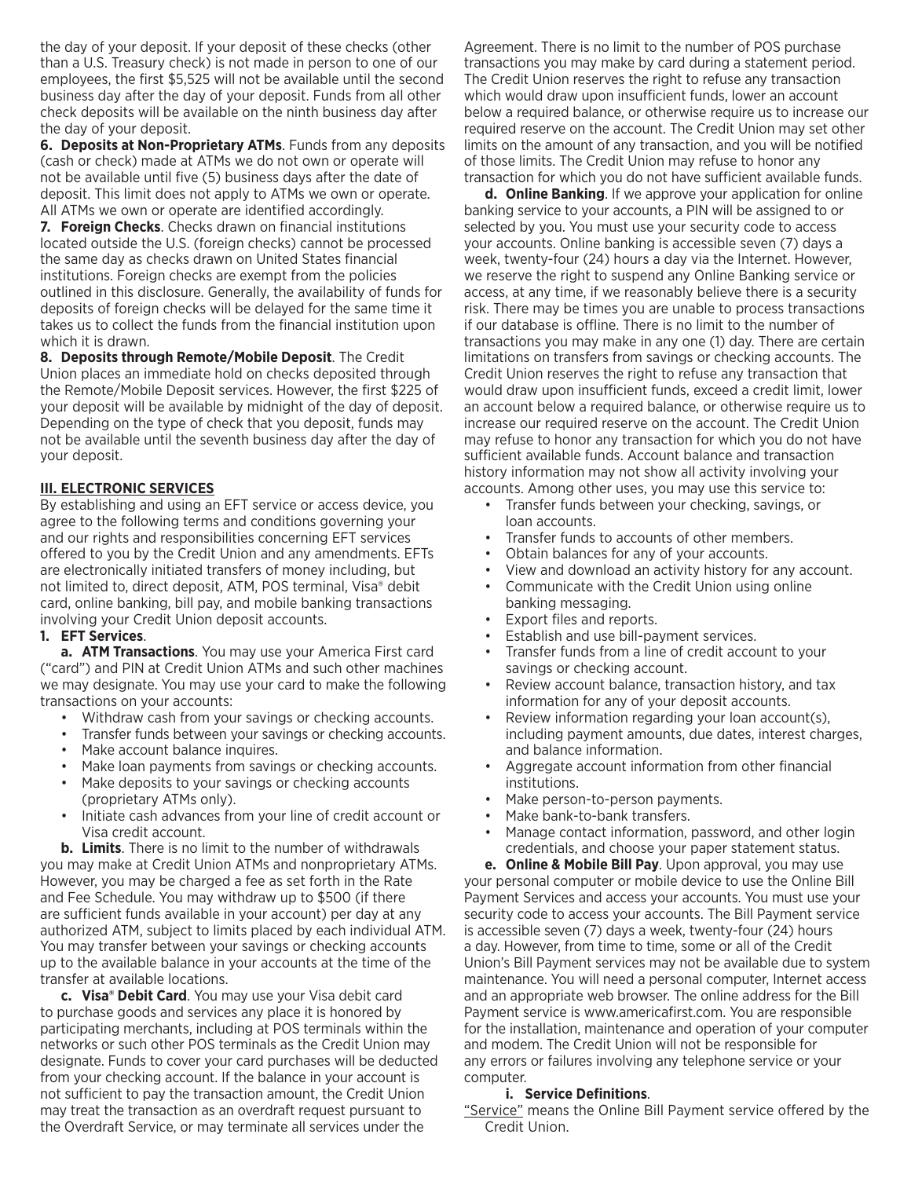the day of your deposit. If your deposit of these checks (other than a U.S. Treasury check) is not made in person to one of our employees, the first $5,525 will not be available until the second business day after the day of your deposit. Funds from all other check deposits will be available on the ninth business day after the day of your deposit.

**6. Deposits at Non-Proprietary ATMs**. Funds from any deposits (cash or check) made at ATMs we do not own or operate will not be available until five (5) business days after the date of deposit. This limit does not apply to ATMs we own or operate. All ATMs we own or operate are identified accordingly.

**7. Foreign Checks**. Checks drawn on financial institutions located outside the U.S. (foreign checks) cannot be processed the same day as checks drawn on United States financial institutions. Foreign checks are exempt from the policies outlined in this disclosure. Generally, the availability of funds for deposits of foreign checks will be delayed for the same time it takes us to collect the funds from the financial institution upon which it is drawn.

**8. Deposits through Remote/Mobile Deposit**. The Credit Union places an immediate hold on checks deposited through the Remote/Mobile Deposit services. However, the first $225 of your deposit will be available by midnight of the day of deposit. Depending on the type of check that you deposit, funds may not be available until the seventh business day after the day of your deposit.

## III. ELECTRONIC SERVICES

By establishing and using an EFT service or access device, you agree to the following terms and conditions governing your and our rights and responsibilities concerning EFT services offered to you by the Credit Union and any amendments. EFTs are electronically initiated transfers of money including, but not limited to, direct deposit, ATM, POS terminal, Visa® debit card, online banking, bill pay, and mobile banking transactions involving your Credit Union deposit accounts.

**1. EFT Services**.

**a. ATM Transactions**. You may use your America First card ("card") and PIN at Credit Union ATMs and such other machines we may designate. You may use your card to make the following transactions on your accounts:

- Withdraw cash from your savings or checking accounts.
- Transfer funds between your savings or checking accounts.
- Make account balance inquires.
- Make loan payments from savings or checking accounts.
- Make deposits to your savings or checking accounts (proprietary ATMs only).
- Initiate cash advances from your line of credit account or Visa credit account.

**b. Limits**. There is no limit to the number of withdrawals you may make at Credit Union ATMs and nonproprietary ATMs. However, you may be charged a fee as set forth in the Rate and Fee Schedule. You may withdraw up to $500 (if there are sufficient funds available in your account) per day at any authorized ATM, subject to limits placed by each individual ATM. You may transfer between your savings or checking accounts up to the available balance in your accounts at the time of the transfer at available locations.

**c. Visa® Debit Card**. You may use your Visa debit card to purchase goods and services any place it is honored by participating merchants, including at POS terminals within the networks or such other POS terminals as the Credit Union may designate. Funds to cover your card purchases will be deducted from your checking account. If the balance in your account is not sufficient to pay the transaction amount, the Credit Union may treat the transaction as an overdraft request pursuant to the Overdraft Service, or may terminate all services under the Agreement. There is no limit to the number of POS purchase transactions you may make by card during a statement period. The Credit Union reserves the right to refuse any transaction which would draw upon insufficient funds, lower an account below a required balance, or otherwise require us to increase our required reserve on the account. The Credit Union may set other limits on the amount of any transaction, and you will be notified of those limits. The Credit Union may refuse to honor any transaction for which you do not have sufficient available funds.

**d. Online Banking**. If we approve your application for online banking service to your accounts, a PIN will be assigned to or selected by you. You must use your security code to access your accounts. Online banking is accessible seven (7) days a week, twenty-four (24) hours a day via the Internet. However, we reserve the right to suspend any Online Banking service or access, at any time, if we reasonably believe there is a security risk. There may be times you are unable to process transactions if our database is offline. There is no limit to the number of transactions you may make in any one (1) day. There are certain limitations on transfers from savings or checking accounts. The Credit Union reserves the right to refuse any transaction that would draw upon insufficient funds, exceed a credit limit, lower an account below a required balance, or otherwise require us to increase our required reserve on the account. The Credit Union may refuse to honor any transaction for which you do not have sufficient available funds. Account balance and transaction history information may not show all activity involving your accounts. Among other uses, you may use this service to:

- Transfer funds between your checking, savings, or loan accounts.
- Transfer funds to accounts of other members.
- Obtain balances for any of your accounts.
- View and download an activity history for any account.
- Communicate with the Credit Union using online banking messaging.
- Export files and reports.
- Establish and use bill-payment services.
- Transfer funds from a line of credit account to your savings or checking account.
- Review account balance, transaction history, and tax information for any of your deposit accounts.
- Review information regarding your loan account(s), including payment amounts, due dates, interest charges, and balance information.
- Aggregate account information from other financial institutions.
- Make person-to-person payments.
- Make bank-to-bank transfers.
- Manage contact information, password, and other login credentials, and choose your paper statement status.

**e. Online & Mobile Bill Pay**. Upon approval, you may use your personal computer or mobile device to use the Online Bill Payment Services and access your accounts. You must use your security code to access your accounts. The Bill Payment service is accessible seven (7) days a week, twenty-four (24) hours a day. However, from time to time, some or all of the Credit Union's Bill Payment services may not be available due to system maintenance. You will need a personal computer, Internet access and an appropriate web browser. The online address for the Bill Payment service is www.americafirst.com. You are responsible for the installation, maintenance and operation of your computer and modem. The Credit Union will not be responsible for any errors or failures involving any telephone service or your computer.

**i. Service Definitions**.

"Service" means the Online Bill Payment service offered by the Credit Union.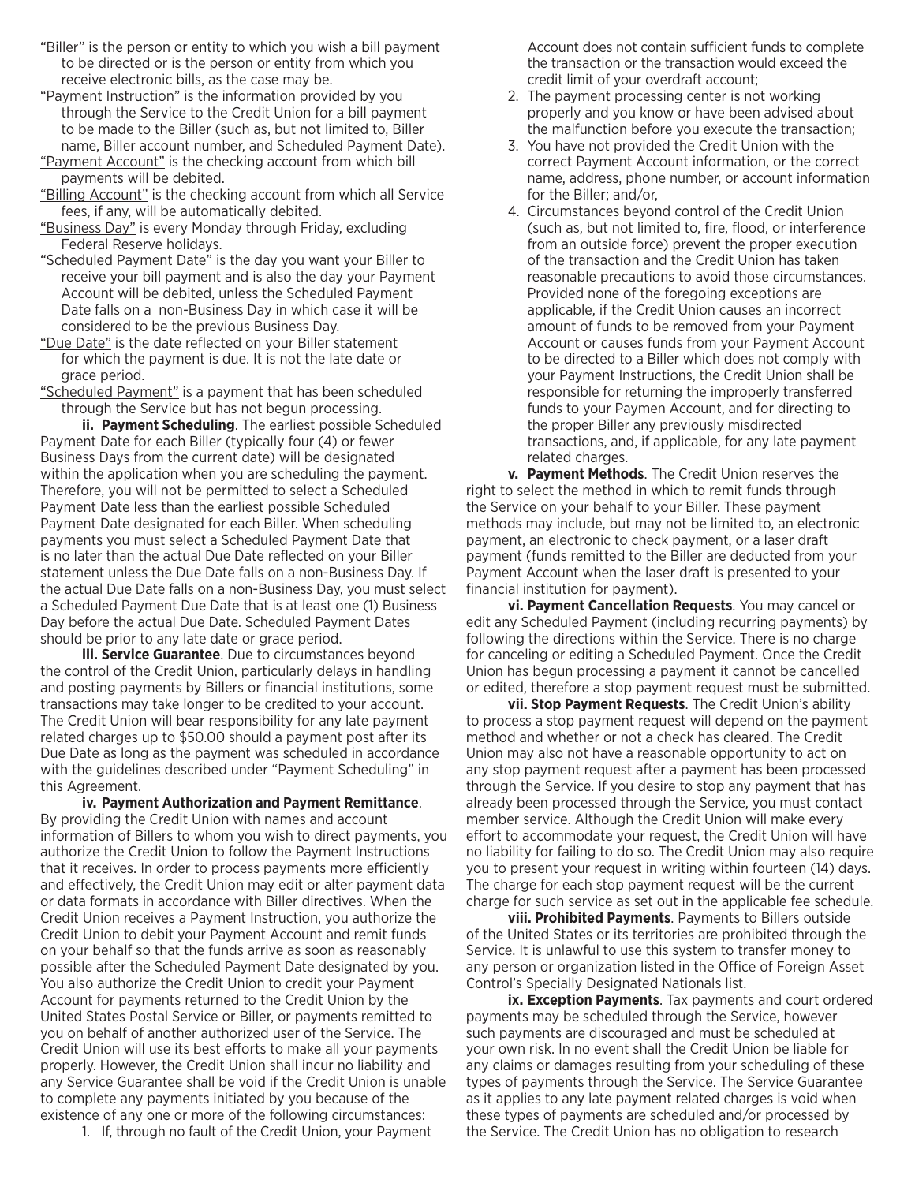"Biller" is the person or entity to which you wish a bill payment to be directed or is the person or entity from which you receive electronic bills, as the case may be.

"Payment Instruction" is the information provided by you through the Service to the Credit Union for a bill payment to be made to the Biller (such as, but not limited to, Biller name, Biller account number, and Scheduled Payment Date).

"Payment Account" is the checking account from which bill payments will be debited.

"Billing Account" is the checking account from which all Service fees, if any, will be automatically debited.

"Business Day" is every Monday through Friday, excluding Federal Reserve holidays.

"Scheduled Payment Date" is the day you want your Biller to receive your bill payment and is also the day your Payment Account will be debited, unless the Scheduled Payment Date falls on a non-Business Day in which case it will be considered to be the previous Business Day.

"Due Date" is the date reflected on your Biller statement for which the payment is due. It is not the late date or grace period.

"Scheduled Payment" is a payment that has been scheduled through the Service but has not begun processing.

**ii. Payment Scheduling**. The earliest possible Scheduled Payment Date for each Biller (typically four (4) or fewer Business Days from the current date) will be designated within the application when you are scheduling the payment. Therefore, you will not be permitted to select a Scheduled Payment Date less than the earliest possible Scheduled Payment Date designated for each Biller. When scheduling payments you must select a Scheduled Payment Date that is no later than the actual Due Date reflected on your Biller statement unless the Due Date falls on a non-Business Day. If the actual Due Date falls on a non-Business Day, you must select a Scheduled Payment Due Date that is at least one (1) Business Day before the actual Due Date. Scheduled Payment Dates should be prior to any late date or grace period.

**iii. Service Guarantee**. Due to circumstances beyond the control of the Credit Union, particularly delays in handling and posting payments by Billers or financial institutions, some transactions may take longer to be credited to your account. The Credit Union will bear responsibility for any late payment related charges up to $50.00 should a payment post after its Due Date as long as the payment was scheduled in accordance with the guidelines described under "Payment Scheduling" in this Agreement.

**iv. Payment Authorization and Payment Remittance**. By providing the Credit Union with names and account information of Billers to whom you wish to direct payments, you authorize the Credit Union to follow the Payment Instructions that it receives. In order to process payments more efficiently and effectively, the Credit Union may edit or alter payment data or data formats in accordance with Biller directives. When the Credit Union receives a Payment Instruction, you authorize the Credit Union to debit your Payment Account and remit funds on your behalf so that the funds arrive as soon as reasonably possible after the Scheduled Payment Date designated by you. You also authorize the Credit Union to credit your Payment Account for payments returned to the Credit Union by the United States Postal Service or Biller, or payments remitted to you on behalf of another authorized user of the Service. The Credit Union will use its best efforts to make all your payments properly. However, the Credit Union shall incur no liability and any Service Guarantee shall be void if the Credit Union is unable to complete any payments initiated by you because of the existence of any one or more of the following circumstances:

1. If, through no fault of the Credit Union, your Payment Account does not contain sufficient funds to complete the transaction or the transaction would exceed the credit limit of your overdraft account;
2. The payment processing center is not working properly and you know or have been advised about the malfunction before you execute the transaction;
3. You have not provided the Credit Union with the correct Payment Account information, or the correct name, address, phone number, or account information for the Biller; and/or,
4. Circumstances beyond control of the Credit Union (such as, but not limited to, fire, flood, or interference from an outside force) prevent the proper execution of the transaction and the Credit Union has taken reasonable precautions to avoid those circumstances. Provided none of the foregoing exceptions are applicable, if the Credit Union causes an incorrect amount of funds to be removed from your Payment Account or causes funds from your Payment Account to be directed to a Biller which does not comply with your Payment Instructions, the Credit Union shall be responsible for returning the improperly transferred funds to your Paymen Account, and for directing to the proper Biller any previously misdirected transactions, and, if applicable, for any late payment related charges.

**v. Payment Methods**. The Credit Union reserves the right to select the method in which to remit funds through the Service on your behalf to your Biller. These payment methods may include, but may not be limited to, an electronic payment, an electronic to check payment, or a laser draft payment (funds remitted to the Biller are deducted from your Payment Account when the laser draft is presented to your financial institution for payment).

**vi. Payment Cancellation Requests**. You may cancel or edit any Scheduled Payment (including recurring payments) by following the directions within the Service. There is no charge for canceling or editing a Scheduled Payment. Once the Credit Union has begun processing a payment it cannot be cancelled or edited, therefore a stop payment request must be submitted.

**vii. Stop Payment Requests**. The Credit Union's ability to process a stop payment request will depend on the payment method and whether or not a check has cleared. The Credit Union may also not have a reasonable opportunity to act on any stop payment request after a payment has been processed through the Service. If you desire to stop any payment that has already been processed through the Service, you must contact member service. Although the Credit Union will make every effort to accommodate your request, the Credit Union will have no liability for failing to do so. The Credit Union may also require you to present your request in writing within fourteen (14) days. The charge for each stop payment request will be the current charge for such service as set out in the applicable fee schedule.

**viii. Prohibited Payments**. Payments to Billers outside of the United States or its territories are prohibited through the Service. It is unlawful to use this system to transfer money to any person or organization listed in the Office of Foreign Asset Control's Specially Designated Nationals list.

**ix. Exception Payments**. Tax payments and court ordered payments may be scheduled through the Service, however such payments are discouraged and must be scheduled at your own risk. In no event shall the Credit Union be liable for any claims or damages resulting from your scheduling of these types of payments through the Service. The Service Guarantee as it applies to any late payment related charges is void when these types of payments are scheduled and/or processed by the Service. The Credit Union has no obligation to research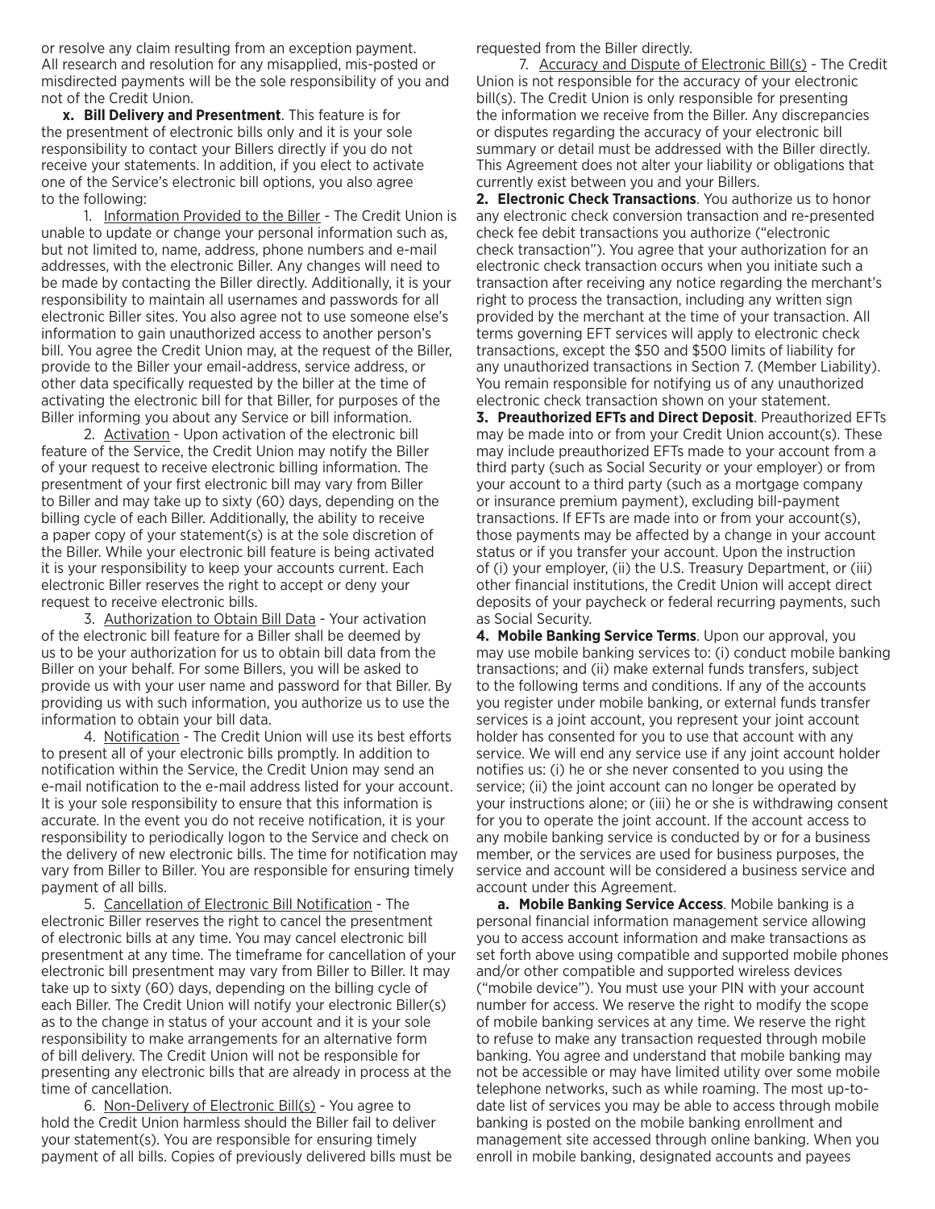or resolve any claim resulting from an exception payment. All research and resolution for any misapplied, mis-posted or misdirected payments will be the sole responsibility of you and not of the Credit Union.

**x. Bill Delivery and Presentment**. This feature is for the presentment of electronic bills only and it is your sole responsibility to contact your Billers directly if you do not receive your statements. In addition, if you elect to activate one of the Service's electronic bill options, you also agree to the following:

1. Information Provided to the Biller - The Credit Union is unable to update or change your personal information such as, but not limited to, name, address, phone numbers and e-mail addresses, with the electronic Biller. Any changes will need to be made by contacting the Biller directly. Additionally, it is your responsibility to maintain all usernames and passwords for all electronic Biller sites. You also agree not to use someone else's information to gain unauthorized access to another person's bill. You agree the Credit Union may, at the request of the Biller, provide to the Biller your email-address, service address, or other data specifically requested by the biller at the time of activating the electronic bill for that Biller, for purposes of the Biller informing you about any Service or bill information.

2. Activation - Upon activation of the electronic bill feature of the Service, the Credit Union may notify the Biller of your request to receive electronic billing information. The presentment of your first electronic bill may vary from Biller to Biller and may take up to sixty (60) days, depending on the billing cycle of each Biller. Additionally, the ability to receive a paper copy of your statement(s) is at the sole discretion of the Biller. While your electronic bill feature is being activated it is your responsibility to keep your accounts current. Each electronic Biller reserves the right to accept or deny your request to receive electronic bills.

3. Authorization to Obtain Bill Data - Your activation of the electronic bill feature for a Biller shall be deemed by us to be your authorization for us to obtain bill data from the Biller on your behalf. For some Billers, you will be asked to provide us with your user name and password for that Biller. By providing us with such information, you authorize us to use the information to obtain your bill data.

4. Notification - The Credit Union will use its best efforts to present all of your electronic bills promptly. In addition to notification within the Service, the Credit Union may send an e-mail notification to the e-mail address listed for your account. It is your sole responsibility to ensure that this information is accurate. In the event you do not receive notification, it is your responsibility to periodically logon to the Service and check on the delivery of new electronic bills. The time for notification may vary from Biller to Biller. You are responsible for ensuring timely payment of all bills.

5. Cancellation of Electronic Bill Notification - The electronic Biller reserves the right to cancel the presentment of electronic bills at any time. You may cancel electronic bill presentment at any time. The timeframe for cancellation of your electronic bill presentment may vary from Biller to Biller. It may take up to sixty (60) days, depending on the billing cycle of each Biller. The Credit Union will notify your electronic Biller(s) as to the change in status of your account and it is your sole responsibility to make arrangements for an alternative form of bill delivery. The Credit Union will not be responsible for presenting any electronic bills that are already in process at the time of cancellation.

6. Non-Delivery of Electronic Bill(s) - You agree to hold the Credit Union harmless should the Biller fail to deliver your statement(s). You are responsible for ensuring timely payment of all bills. Copies of previously delivered bills must be requested from the Biller directly.

7. Accuracy and Dispute of Electronic Bill(s) - The Credit Union is not responsible for the accuracy of your electronic bill(s). The Credit Union is only responsible for presenting the information we receive from the Biller. Any discrepancies or disputes regarding the accuracy of your electronic bill summary or detail must be addressed with the Biller directly. This Agreement does not alter your liability or obligations that currently exist between you and your Billers.

**2. Electronic Check Transactions**. You authorize us to honor any electronic check conversion transaction and re-presented check fee debit transactions you authorize ("electronic check transaction"). You agree that your authorization for an electronic check transaction occurs when you initiate such a transaction after receiving any notice regarding the merchant's right to process the transaction, including any written sign provided by the merchant at the time of your transaction. All terms governing EFT services will apply to electronic check transactions, except the \$50 and \$500 limits of liability for any unauthorized transactions in Section 7. (Member Liability). You remain responsible for notifying us of any unauthorized electronic check transaction shown on your statement.

**3. Preauthorized EFTs and Direct Deposit**. Preauthorized EFTs may be made into or from your Credit Union account(s). These may include preauthorized EFTs made to your account from a third party (such as Social Security or your employer) or from your account to a third party (such as a mortgage company or insurance premium payment), excluding bill-payment transactions. If EFTs are made into or from your account(s), those payments may be affected by a change in your account status or if you transfer your account. Upon the instruction of (i) your employer, (ii) the U.S. Treasury Department, or (iii) other financial institutions, the Credit Union will accept direct deposits of your paycheck or federal recurring payments, such as Social Security.

**4. Mobile Banking Service Terms**. Upon our approval, you may use mobile banking services to: (i) conduct mobile banking transactions; and (ii) make external funds transfers, subject to the following terms and conditions. If any of the accounts you register under mobile banking, or external funds transfer services is a joint account, you represent your joint account holder has consented for you to use that account with any service. We will end any service use if any joint account holder notifies us: (i) he or she never consented to you using the service; (ii) the joint account can no longer be operated by your instructions alone; or (iii) he or she is withdrawing consent for you to operate the joint account. If the account access to any mobile banking service is conducted by or for a business member, or the services are used for business purposes, the service and account will be considered a business service and account under this Agreement.

**a. Mobile Banking Service Access**. Mobile banking is a personal financial information management service allowing you to access account information and make transactions as set forth above using compatible and supported mobile phones and/or other compatible and supported wireless devices ("mobile device"). You must use your PIN with your account number for access. We reserve the right to modify the scope of mobile banking services at any time. We reserve the right to refuse to make any transaction requested through mobile banking. You agree and understand that mobile banking may not be accessible or may have limited utility over some mobile telephone networks, such as while roaming. The most up-to-date list of services you may be able to access through mobile banking is posted on the mobile banking enrollment and management site accessed through online banking. When you enroll in mobile banking, designated accounts and payees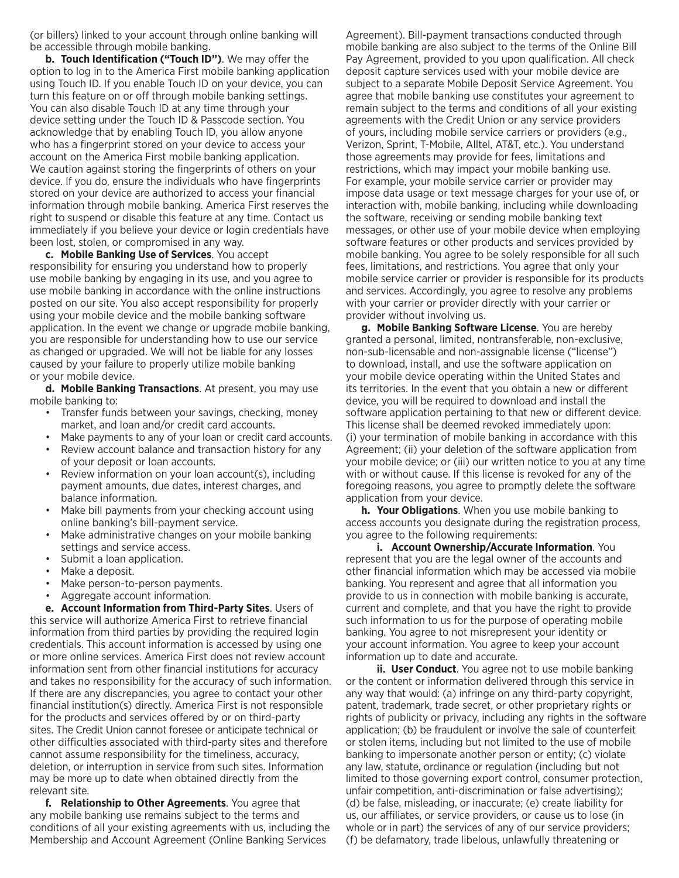(or billers) linked to your account through online banking will be accessible through mobile banking.

**b. Touch Identification ("Touch ID")**. We may offer the option to log in to the America First mobile banking application using Touch ID. If you enable Touch ID on your device, you can turn this feature on or off through mobile banking settings. You can also disable Touch ID at any time through your device setting under the Touch ID & Passcode section. You acknowledge that by enabling Touch ID, you allow anyone who has a fingerprint stored on your device to access your account on the America First mobile banking application. We caution against storing the fingerprints of others on your device. If you do, ensure the individuals who have fingerprints stored on your device are authorized to access your financial information through mobile banking. America First reserves the right to suspend or disable this feature at any time. Contact us immediately if you believe your device or login credentials have been lost, stolen, or compromised in any way.

**c. Mobile Banking Use of Services**. You accept responsibility for ensuring you understand how to properly use mobile banking by engaging in its use, and you agree to use mobile banking in accordance with the online instructions posted on our site. You also accept responsibility for properly using your mobile device and the mobile banking software application. In the event we change or upgrade mobile banking, you are responsible for understanding how to use our service as changed or upgraded. We will not be liable for any losses caused by your failure to properly utilize mobile banking or your mobile device.

**d. Mobile Banking Transactions**. At present, you may use mobile banking to:

- Transfer funds between your savings, checking, money market, and loan and/or credit card accounts.
- Make payments to any of your loan or credit card accounts.
- Review account balance and transaction history for any of your deposit or loan accounts.
- Review information on your loan account(s), including payment amounts, due dates, interest charges, and balance information.
- Make bill payments from your checking account using online banking's bill-payment service.
- Make administrative changes on your mobile banking settings and service access.
- Submit a loan application.
- Make a deposit.
- Make person-to-person payments.
- Aggregate account information.

**e. Account Information from Third-Party Sites**. Users of this service will authorize America First to retrieve financial information from third parties by providing the required login credentials. This account information is accessed by using one or more online services. America First does not review account information sent from other financial institutions for accuracy and takes no responsibility for the accuracy of such information. If there are any discrepancies, you agree to contact your other financial institution(s) directly. America First is not responsible for the products and services offered by or on third-party sites. The Credit Union cannot foresee or anticipate technical or other difficulties associated with third-party sites and therefore cannot assume responsibility for the timeliness, accuracy, deletion, or interruption in service from such sites. Information may be more up to date when obtained directly from the relevant site.

**f. Relationship to Other Agreements**. You agree that any mobile banking use remains subject to the terms and conditions of all your existing agreements with us, including the Membership and Account Agreement (Online Banking Services Agreement). Bill-payment transactions conducted through mobile banking are also subject to the terms of the Online Bill Pay Agreement, provided to you upon qualification. All check deposit capture services used with your mobile device are subject to a separate Mobile Deposit Service Agreement. You agree that mobile banking use constitutes your agreement to remain subject to the terms and conditions of all your existing agreements with the Credit Union or any service providers of yours, including mobile service carriers or providers (e.g., Verizon, Sprint, T-Mobile, Alltel, AT&T, etc.). You understand those agreements may provide for fees, limitations and restrictions, which may impact your mobile banking use. For example, your mobile service carrier or provider may impose data usage or text message charges for your use of, or interaction with, mobile banking, including while downloading the software, receiving or sending mobile banking text messages, or other use of your mobile device when employing software features or other products and services provided by mobile banking. You agree to be solely responsible for all such fees, limitations, and restrictions. You agree that only your mobile service carrier or provider is responsible for its products and services. Accordingly, you agree to resolve any problems with your carrier or provider directly with your carrier or provider without involving us.

**g. Mobile Banking Software License**. You are hereby granted a personal, limited, nontransferable, non-exclusive, non-sub-licensable and non-assignable license ("license") to download, install, and use the software application on your mobile device operating within the United States and its territories. In the event that you obtain a new or different device, you will be required to download and install the software application pertaining to that new or different device. This license shall be deemed revoked immediately upon: (i) your termination of mobile banking in accordance with this Agreement; (ii) your deletion of the software application from your mobile device; or (iii) our written notice to you at any time with or without cause. If this license is revoked for any of the foregoing reasons, you agree to promptly delete the software application from your device.

**h. Your Obligations**. When you use mobile banking to access accounts you designate during the registration process, you agree to the following requirements:

**i. Account Ownership/Accurate Information**. You represent that you are the legal owner of the accounts and other financial information which may be accessed via mobile banking. You represent and agree that all information you provide to us in connection with mobile banking is accurate, current and complete, and that you have the right to provide such information to us for the purpose of operating mobile banking. You agree to not misrepresent your identity or your account information. You agree to keep your account information up to date and accurate.

**ii. User Conduct**. You agree not to use mobile banking or the content or information delivered through this service in any way that would: (a) infringe on any third-party copyright, patent, trademark, trade secret, or other proprietary rights or rights of publicity or privacy, including any rights in the software application; (b) be fraudulent or involve the sale of counterfeit or stolen items, including but not limited to the use of mobile banking to impersonate another person or entity; (c) violate any law, statute, ordinance or regulation (including but not limited to those governing export control, consumer protection, unfair competition, anti-discrimination or false advertising); (d) be false, misleading, or inaccurate; (e) create liability for us, our affiliates, or service providers, or cause us to lose (in whole or in part) the services of any of our service providers; (f) be defamatory, trade libelous, unlawfully threatening or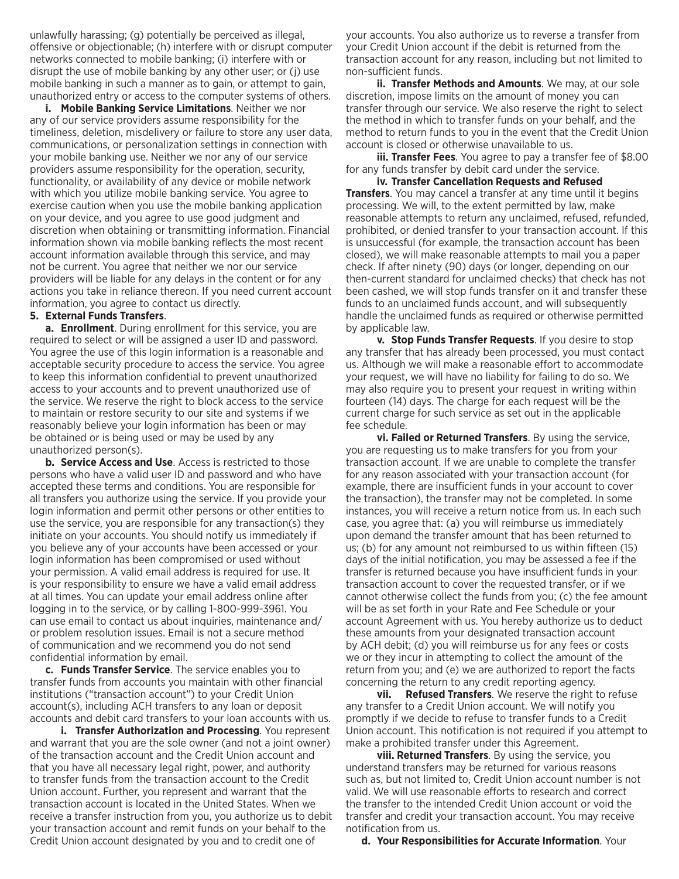unlawfully harassing; (g) potentially be perceived as illegal, offensive or objectionable; (h) interfere with or disrupt computer networks connected to mobile banking; (i) interfere with or disrupt the use of mobile banking by any other user; or (j) use mobile banking in such a manner as to gain, or attempt to gain, unauthorized entry or access to the computer systems of others.

**i. Mobile Banking Service Limitations**. Neither we nor any of our service providers assume responsibility for the timeliness, deletion, misdelivery or failure to store any user data, communications, or personalization settings in connection with your mobile banking use. Neither we nor any of our service providers assume responsibility for the operation, security, functionality, or availability of any device or mobile network with which you utilize mobile banking service. You agree to exercise caution when you use the mobile banking application on your device, and you agree to use good judgment and discretion when obtaining or transmitting information. Financial information shown via mobile banking reflects the most recent account information available through this service, and may not be current. You agree that neither we nor our service providers will be liable for any delays in the content or for any actions you take in reliance thereon. If you need current account information, you agree to contact us directly.

**5. External Funds Transfers**.

**a. Enrollment**. During enrollment for this service, you are required to select or will be assigned a user ID and password. You agree the use of this login information is a reasonable and acceptable security procedure to access the service. You agree to keep this information confidential to prevent unauthorized access to your accounts and to prevent unauthorized use of the service. We reserve the right to block access to the service to maintain or restore security to our site and systems if we reasonably believe your login information has been or may be obtained or is being used or may be used by any unauthorized person(s).

**b. Service Access and Use**. Access is restricted to those persons who have a valid user ID and password and who have accepted these terms and conditions. You are responsible for all transfers you authorize using the service. If you provide your login information and permit other persons or other entities to use the service, you are responsible for any transaction(s) they initiate on your accounts. You should notify us immediately if you believe any of your accounts have been accessed or your login information has been compromised or used without your permission. A valid email address is required for use. It is your responsibility to ensure we have a valid email address at all times. You can update your email address online after logging in to the service, or by calling 1-800-999-3961. You can use email to contact us about inquiries, maintenance and/or problem resolution issues. Email is not a secure method of communication and we recommend you do not send confidential information by email.

**c. Funds Transfer Service**. The service enables you to transfer funds from accounts you maintain with other financial institutions ("transaction account") to your Credit Union account(s), including ACH transfers to any loan or deposit accounts and debit card transfers to your loan accounts with us.

**i. Transfer Authorization and Processing**. You represent and warrant that you are the sole owner (and not a joint owner) of the transaction account and the Credit Union account and that you have all necessary legal right, power, and authority to transfer funds from the transaction account to the Credit Union account. Further, you represent and warrant that the transaction account is located in the United States. When we receive a transfer instruction from you, you authorize us to debit your transaction account and remit funds on your behalf to the Credit Union account designated by you and to credit one of your accounts. You also authorize us to reverse a transfer from your Credit Union account if the debit is returned from the transaction account for any reason, including but not limited to non-sufficient funds.

**ii. Transfer Methods and Amounts**. We may, at our sole discretion, impose limits on the amount of money you can transfer through our service. We also reserve the right to select the method in which to transfer funds on your behalf, and the method to return funds to you in the event that the Credit Union account is closed or otherwise unavailable to us.

**iii. Transfer Fees**. You agree to pay a transfer fee of $8.00 for any funds transfer by debit card under the service.

**iv. Transfer Cancellation Requests and Refused Transfers**. You may cancel a transfer at any time until it begins processing. We will, to the extent permitted by law, make reasonable attempts to return any unclaimed, refused, refunded, prohibited, or denied transfer to your transaction account. If this is unsuccessful (for example, the transaction account has been closed), we will make reasonable attempts to mail you a paper check. If after ninety (90) days (or longer, depending on our then-current standard for unclaimed checks) that check has not been cashed, we will stop funds transfer on it and transfer these funds to an unclaimed funds account, and will subsequently handle the unclaimed funds as required or otherwise permitted by applicable law.

**v. Stop Funds Transfer Requests**. If you desire to stop any transfer that has already been processed, you must contact us. Although we will make a reasonable effort to accommodate your request, we will have no liability for failing to do so. We may also require you to present your request in writing within fourteen (14) days. The charge for each request will be the current charge for such service as set out in the applicable fee schedule.

**vi. Failed or Returned Transfers**. By using the service, you are requesting us to make transfers for you from your transaction account. If we are unable to complete the transfer for any reason associated with your transaction account (for example, there are insufficient funds in your account to cover the transaction), the transfer may not be completed. In some instances, you will receive a return notice from us. In each such case, you agree that: (a) you will reimburse us immediately upon demand the transfer amount that has been returned to us; (b) for any amount not reimbursed to us within fifteen (15) days of the initial notification, you may be assessed a fee if the transfer is returned because you have insufficient funds in your transaction account to cover the requested transfer, or if we cannot otherwise collect the funds from you; (c) the fee amount will be as set forth in your Rate and Fee Schedule or your account Agreement with us. You hereby authorize us to deduct these amounts from your designated transaction account by ACH debit; (d) you will reimburse us for any fees or costs we or they incur in attempting to collect the amount of the return from you; and (e) we are authorized to report the facts concerning the return to any credit reporting agency.

**vii. Refused Transfers**. We reserve the right to refuse any transfer to a Credit Union account. We will notify you promptly if we decide to refuse to transfer funds to a Credit Union account. This notification is not required if you attempt to make a prohibited transfer under this Agreement.

**viii. Returned Transfers**. By using the service, you understand transfers may be returned for various reasons such as, but not limited to, Credit Union account number is not valid. We will use reasonable efforts to research and correct the transfer to the intended Credit Union account or void the transfer and credit your transaction account. You may receive notification from us.

**d. Your Responsibilities for Accurate Information**. Your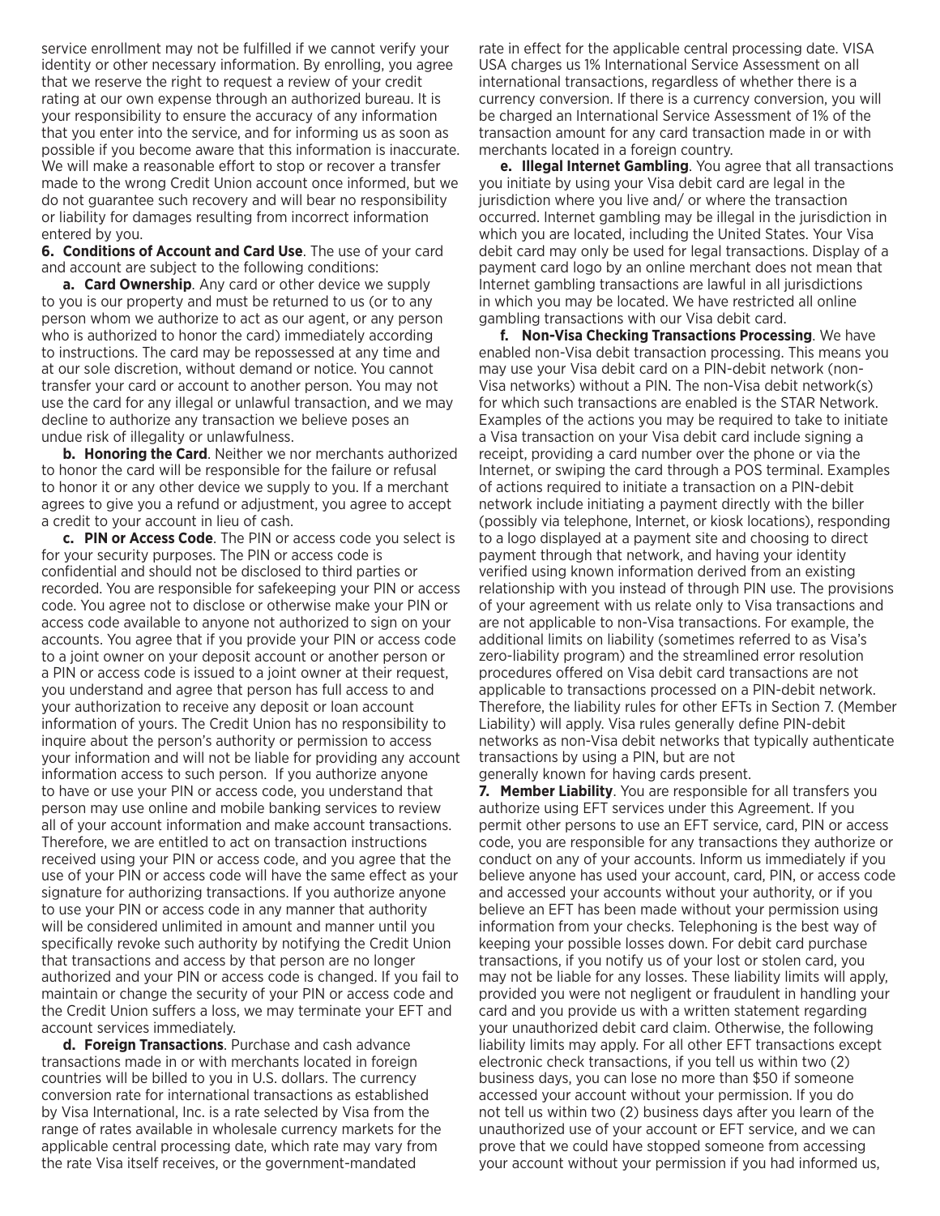service enrollment may not be fulfilled if we cannot verify your identity or other necessary information. By enrolling, you agree that we reserve the right to request a review of your credit rating at our own expense through an authorized bureau. It is your responsibility to ensure the accuracy of any information that you enter into the service, and for informing us as soon as possible if you become aware that this information is inaccurate. We will make a reasonable effort to stop or recover a transfer made to the wrong Credit Union account once informed, but we do not guarantee such recovery and will bear no responsibility or liability for damages resulting from incorrect information entered by you.

**6. Conditions of Account and Card Use**. The use of your card and account are subject to the following conditions:

**a. Card Ownership**. Any card or other device we supply to you is our property and must be returned to us (or to any person whom we authorize to act as our agent, or any person who is authorized to honor the card) immediately according to instructions. The card may be repossessed at any time and at our sole discretion, without demand or notice. You cannot transfer your card or account to another person. You may not use the card for any illegal or unlawful transaction, and we may decline to authorize any transaction we believe poses an undue risk of illegality or unlawfulness.

**b. Honoring the Card**. Neither we nor merchants authorized to honor the card will be responsible for the failure or refusal to honor it or any other device we supply to you. If a merchant agrees to give you a refund or adjustment, you agree to accept a credit to your account in lieu of cash.

**c. PIN or Access Code**. The PIN or access code you select is for your security purposes. The PIN or access code is confidential and should not be disclosed to third parties or recorded. You are responsible for safekeeping your PIN or access code. You agree not to disclose or otherwise make your PIN or access code available to anyone not authorized to sign on your accounts. You agree that if you provide your PIN or access code to a joint owner on your deposit account or another person or a PIN or access code is issued to a joint owner at their request, you understand and agree that person has full access to and your authorization to receive any deposit or loan account information of yours. The Credit Union has no responsibility to inquire about the person's authority or permission to access your information and will not be liable for providing any account information access to such person. If you authorize anyone to have or use your PIN or access code, you understand that person may use online and mobile banking services to review all of your account information and make account transactions. Therefore, we are entitled to act on transaction instructions received using your PIN or access code, and you agree that the use of your PIN or access code will have the same effect as your signature for authorizing transactions. If you authorize anyone to use your PIN or access code in any manner that authority will be considered unlimited in amount and manner until you specifically revoke such authority by notifying the Credit Union that transactions and access by that person are no longer authorized and your PIN or access code is changed. If you fail to maintain or change the security of your PIN or access code and the Credit Union suffers a loss, we may terminate your EFT and account services immediately.

**d. Foreign Transactions**. Purchase and cash advance transactions made in or with merchants located in foreign countries will be billed to you in U.S. dollars. The currency conversion rate for international transactions as established by Visa International, Inc. is a rate selected by Visa from the range of rates available in wholesale currency markets for the applicable central processing date, which rate may vary from the rate Visa itself receives, or the government-mandated rate in effect for the applicable central processing date. VISA USA charges us 1% International Service Assessment on all international transactions, regardless of whether there is a currency conversion. If there is a currency conversion, you will be charged an International Service Assessment of 1% of the transaction amount for any card transaction made in or with merchants located in a foreign country.

**e. Illegal Internet Gambling**. You agree that all transactions you initiate by using your Visa debit card are legal in the jurisdiction where you live and/ or where the transaction occurred. Internet gambling may be illegal in the jurisdiction in which you are located, including the United States. Your Visa debit card may only be used for legal transactions. Display of a payment card logo by an online merchant does not mean that Internet gambling transactions are lawful in all jurisdictions in which you may be located. We have restricted all online gambling transactions with our Visa debit card.

**f. Non-Visa Checking Transactions Processing**. We have enabled non-Visa debit transaction processing. This means you may use your Visa debit card on a PIN-debit network (non-Visa networks) without a PIN. The non-Visa debit network(s) for which such transactions are enabled is the STAR Network. Examples of the actions you may be required to take to initiate a Visa transaction on your Visa debit card include signing a receipt, providing a card number over the phone or via the Internet, or swiping the card through a POS terminal. Examples of actions required to initiate a transaction on a PIN-debit network include initiating a payment directly with the biller (possibly via telephone, Internet, or kiosk locations), responding to a logo displayed at a payment site and choosing to direct payment through that network, and having your identity verified using known information derived from an existing relationship with you instead of through PIN use. The provisions of your agreement with us relate only to Visa transactions and are not applicable to non-Visa transactions. For example, the additional limits on liability (sometimes referred to as Visa's zero-liability program) and the streamlined error resolution procedures offered on Visa debit card transactions are not applicable to transactions processed on a PIN-debit network. Therefore, the liability rules for other EFTs in Section 7. (Member Liability) will apply. Visa rules generally define PIN-debit networks as non-Visa debit networks that typically authenticate transactions by using a PIN, but are not generally known for having cards present.

**7. Member Liability**. You are responsible for all transfers you authorize using EFT services under this Agreement. If you permit other persons to use an EFT service, card, PIN or access code, you are responsible for any transactions they authorize or conduct on any of your accounts. Inform us immediately if you believe anyone has used your account, card, PIN, or access code and accessed your accounts without your authority, or if you believe an EFT has been made without your permission using information from your checks. Telephoning is the best way of keeping your possible losses down. For debit card purchase transactions, if you notify us of your lost or stolen card, you may not be liable for any losses. These liability limits will apply, provided you were not negligent or fraudulent in handling your card and you provide us with a written statement regarding your unauthorized debit card claim. Otherwise, the following liability limits may apply. For all other EFT transactions except electronic check transactions, if you tell us within two (2) business days, you can lose no more than $50 if someone accessed your account without your permission. If you do not tell us within two (2) business days after you learn of the unauthorized use of your account or EFT service, and we can prove that we could have stopped someone from accessing your account without your permission if you had informed us,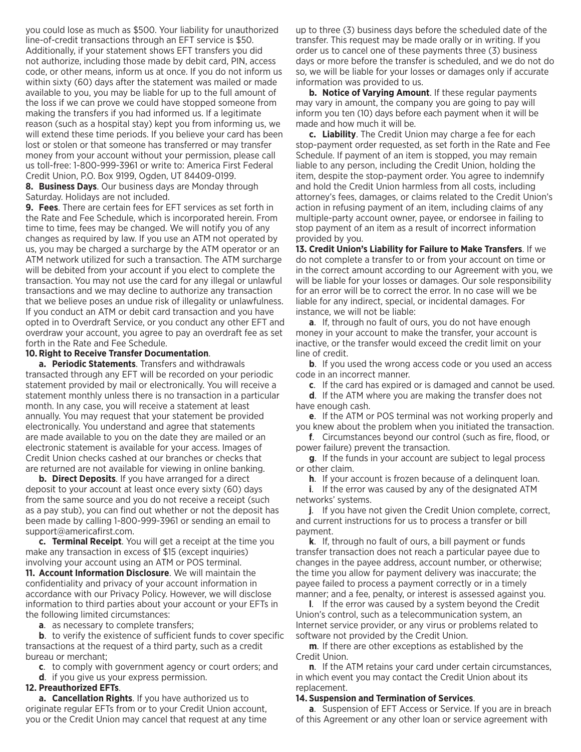you could lose as much as $500. Your liability for unauthorized line-of-credit transactions through an EFT service is $50. Additionally, if your statement shows EFT transfers you did not authorize, including those made by debit card, PIN, access code, or other means, inform us at once. If you do not inform us within sixty (60) days after the statement was mailed or made available to you, you may be liable for up to the full amount of the loss if we can prove we could have stopped someone from making the transfers if you had informed us. If a legitimate reason (such as a hospital stay) kept you from informing us, we will extend these time periods. If you believe your card has been lost or stolen or that someone has transferred or may transfer money from your account without your permission, please call us toll-free: 1-800-999-3961 or write to: America First Federal Credit Union, P.O. Box 9199, Ogden, UT 84409-0199.

**8. Business Days**. Our business days are Monday through Saturday. Holidays are not included.

**9. Fees**. There are certain fees for EFT services as set forth in the Rate and Fee Schedule, which is incorporated herein. From time to time, fees may be changed. We will notify you of any changes as required by law. If you use an ATM not operated by us, you may be charged a surcharge by the ATM operator or an ATM network utilized for such a transaction. The ATM surcharge will be debited from your account if you elect to complete the transaction. You may not use the card for any illegal or unlawful transactions and we may decline to authorize any transaction that we believe poses an undue risk of illegality or unlawfulness. If you conduct an ATM or debit card transaction and you have opted in to Overdraft Service, or you conduct any other EFT and overdraw your account, you agree to pay an overdraft fee as set forth in the Rate and Fee Schedule.

**10. Right to Receive Transfer Documentation**.

**a. Periodic Statements**. Transfers and withdrawals transacted through any EFT will be recorded on your periodic statement provided by mail or electronically. You will receive a statement monthly unless there is no transaction in a particular month. In any case, you will receive a statement at least annually. You may request that your statement be provided electronically. You understand and agree that statements are made available to you on the date they are mailed or an electronic statement is available for your access. Images of Credit Union checks cashed at our branches or checks that are returned are not available for viewing in online banking.

**b. Direct Deposits**. If you have arranged for a direct deposit to your account at least once every sixty (60) days from the same source and you do not receive a receipt (such as a pay stub), you can find out whether or not the deposit has been made by calling 1-800-999-3961 or sending an email to support@americafirst.com.

**c. Terminal Receipt**. You will get a receipt at the time you make any transaction in excess of $15 (except inquiries) involving your account using an ATM or POS terminal.

**11. Account Information Disclosure**. We will maintain the confidentiality and privacy of your account information in accordance with our Privacy Policy. However, we will disclose information to third parties about your account or your EFTs in the following limited circumstances:

**a**. as necessary to complete transfers;

**b**. to verify the existence of sufficient funds to cover specific transactions at the request of a third party, such as a credit bureau or merchant;

**c**. to comply with government agency or court orders; and

**d**. if you give us your express permission.

**12. Preauthorized EFTs**.

**a. Cancellation Rights**. If you have authorized us to originate regular EFTs from or to your Credit Union account, you or the Credit Union may cancel that request at any time up to three (3) business days before the scheduled date of the transfer. This request may be made orally or in writing. If you order us to cancel one of these payments three (3) business days or more before the transfer is scheduled, and we do not do so, we will be liable for your losses or damages only if accurate information was provided to us.

**b. Notice of Varying Amount**. If these regular payments may vary in amount, the company you are going to pay will inform you ten (10) days before each payment when it will be made and how much it will be.

**c. Liability**. The Credit Union may charge a fee for each stop-payment order requested, as set forth in the Rate and Fee Schedule. If payment of an item is stopped, you may remain liable to any person, including the Credit Union, holding the item, despite the stop-payment order. You agree to indemnify and hold the Credit Union harmless from all costs, including attorney's fees, damages, or claims related to the Credit Union's action in refusing payment of an item, including claims of any multiple-party account owner, payee, or endorsee in failing to stop payment of an item as a result of incorrect information provided by you.

**13. Credit Union's Liability for Failure to Make Transfers**. If we do not complete a transfer to or from your account on time or in the correct amount according to our Agreement with you, we will be liable for your losses or damages. Our sole responsibility for an error will be to correct the error. In no case will we be liable for any indirect, special, or incidental damages. For instance, we will not be liable:

**a**. If, through no fault of ours, you do not have enough money in your account to make the transfer, your account is inactive, or the transfer would exceed the credit limit on your line of credit.

**b**. If you used the wrong access code or you used an access code in an incorrect manner.

**c**. If the card has expired or is damaged and cannot be used.

**d**. If the ATM where you are making the transfer does not have enough cash.

**e**. If the ATM or POS terminal was not working properly and you knew about the problem when you initiated the transaction.

**f**. Circumstances beyond our control (such as fire, flood, or power failure) prevent the transaction.

**g**. If the funds in your account are subject to legal process or other claim.

**h**. If your account is frozen because of a delinquent loan.

**i**. If the error was caused by any of the designated ATM networks' systems.

**j**. If you have not given the Credit Union complete, correct, and current instructions for us to process a transfer or bill payment.

**k**. If, through no fault of ours, a bill payment or funds transfer transaction does not reach a particular payee due to changes in the payee address, account number, or otherwise; the time you allow for payment delivery was inaccurate; the payee failed to process a payment correctly or in a timely manner; and a fee, penalty, or interest is assessed against you.

**l**. If the error was caused by a system beyond the Credit Union's control, such as a telecommunication system, an Internet service provider, or any virus or problems related to software not provided by the Credit Union.

**m**. If there are other exceptions as established by the Credit Union.

**n**. If the ATM retains your card under certain circumstances, in which event you may contact the Credit Union about its replacement.

**14. Suspension and Termination of Services**.

**a**. Suspension of EFT Access or Service. If you are in breach of this Agreement or any other loan or service agreement with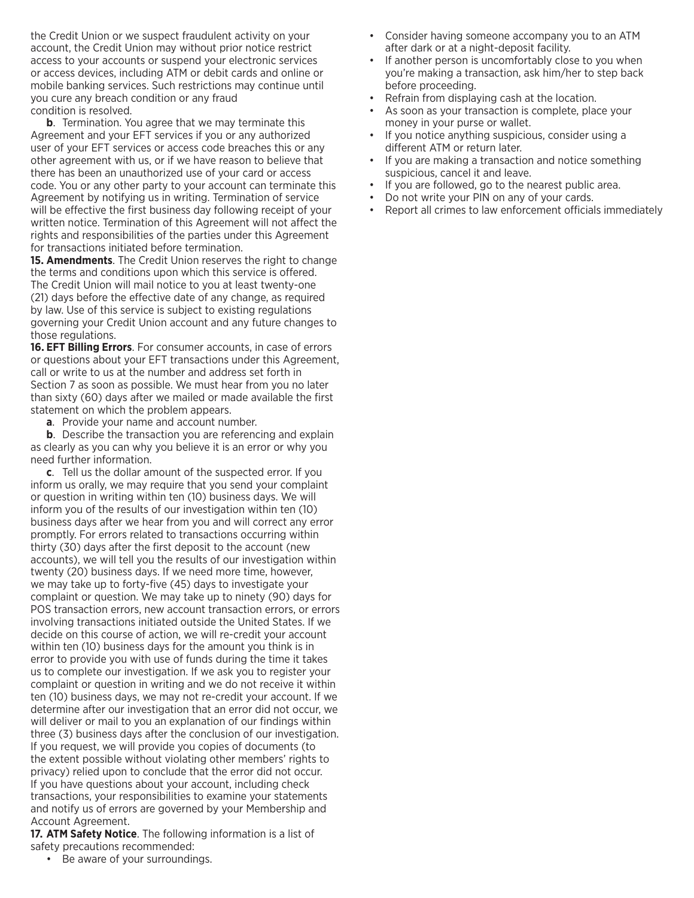the Credit Union or we suspect fraudulent activity on your account, the Credit Union may without prior notice restrict access to your accounts or suspend your electronic services or access devices, including ATM or debit cards and online or mobile banking services. Such restrictions may continue until you cure any breach condition or any fraud condition is resolved.

**b**. Termination. You agree that we may terminate this Agreement and your EFT services if you or any authorized user of your EFT services or access code breaches this or any other agreement with us, or if we have reason to believe that there has been an unauthorized use of your card or access code. You or any other party to your account can terminate this Agreement by notifying us in writing. Termination of service will be effective the first business day following receipt of your written notice. Termination of this Agreement will not affect the rights and responsibilities of the parties under this Agreement for transactions initiated before termination.

**15. Amendments**. The Credit Union reserves the right to change the terms and conditions upon which this service is offered. The Credit Union will mail notice to you at least twenty-one (21) days before the effective date of any change, as required by law. Use of this service is subject to existing regulations governing your Credit Union account and any future changes to those regulations.

**16. EFT Billing Errors**. For consumer accounts, in case of errors or questions about your EFT transactions under this Agreement, call or write to us at the number and address set forth in Section 7 as soon as possible. We must hear from you no later than sixty (60) days after we mailed or made available the first statement on which the problem appears.

**a**. Provide your name and account number.

**b**. Describe the transaction you are referencing and explain as clearly as you can why you believe it is an error or why you need further information.

**c**. Tell us the dollar amount of the suspected error. If you inform us orally, we may require that you send your complaint or question in writing within ten (10) business days. We will inform you of the results of our investigation within ten (10) business days after we hear from you and will correct any error promptly. For errors related to transactions occurring within thirty (30) days after the first deposit to the account (new accounts), we will tell you the results of our investigation within twenty (20) business days. If we need more time, however, we may take up to forty-five (45) days to investigate your complaint or question. We may take up to ninety (90) days for POS transaction errors, new account transaction errors, or errors involving transactions initiated outside the United States. If we decide on this course of action, we will re-credit your account within ten (10) business days for the amount you think is in error to provide you with use of funds during the time it takes us to complete our investigation. If we ask you to register your complaint or question in writing and we do not receive it within ten (10) business days, we may not re-credit your account. If we determine after our investigation that an error did not occur, we will deliver or mail to you an explanation of our findings within three (3) business days after the conclusion of our investigation. If you request, we will provide you copies of documents (to the extent possible without violating other members' rights to privacy) relied upon to conclude that the error did not occur. If you have questions about your account, including check transactions, your responsibilities to examine your statements and notify us of errors are governed by your Membership and Account Agreement.

**17. ATM Safety Notice**. The following information is a list of safety precautions recommended:

- Be aware of your surroundings.
- Consider having someone accompany you to an ATM after dark or at a night-deposit facility.
- If another person is uncomfortably close to you when you're making a transaction, ask him/her to step back before proceeding.
- Refrain from displaying cash at the location.
- As soon as your transaction is complete, place your money in your purse or wallet.
- If you notice anything suspicious, consider using a different ATM or return later.
- If you are making a transaction and notice something suspicious, cancel it and leave.
- If you are followed, go to the nearest public area.
- Do not write your PIN on any of your cards.
- Report all crimes to law enforcement officials immediately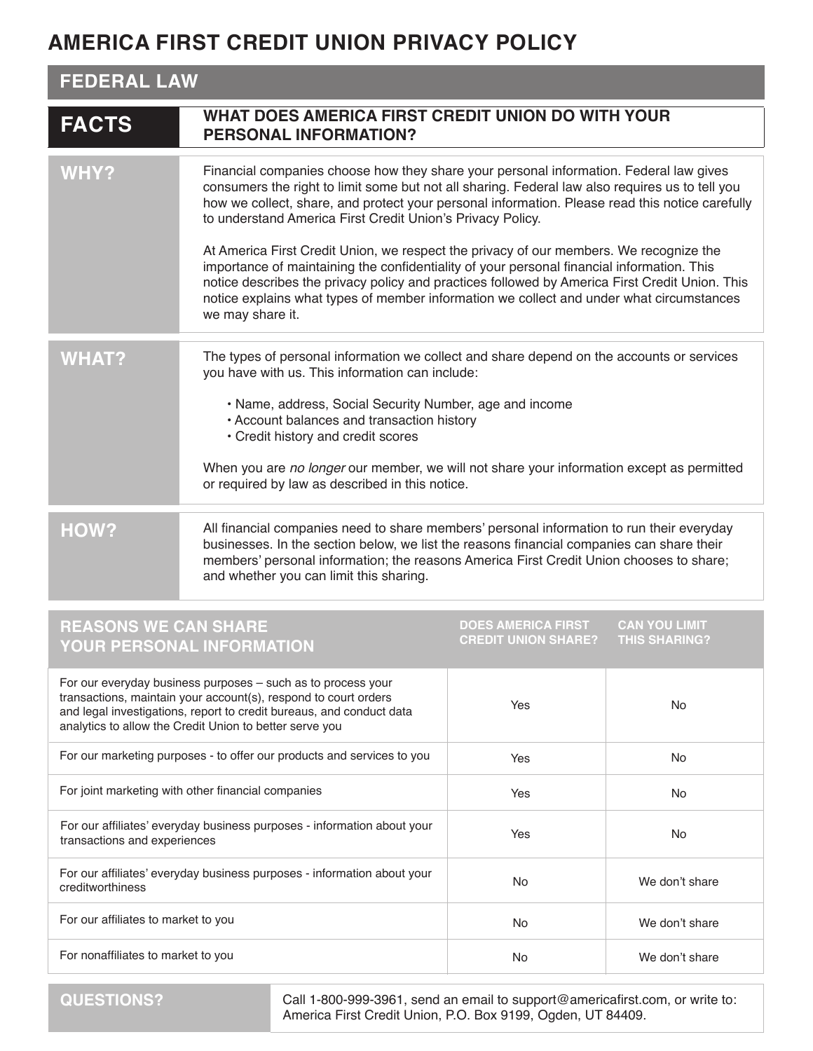# AMERICA FIRST CREDIT UNION PRIVACY POLICY

## FEDERAL LAW

| FACTS | WHAT DOES AMERICA FIRST CREDIT UNION DO WITH YOUR PERSONAL INFORMATION? |
|---|---|

**WHY?**

Financial companies choose how they share your personal information. Federal law gives consumers the right to limit some but not all sharing. Federal law also requires us to tell you how we collect, share, and protect your personal information. Please read this notice carefully to understand America First Credit Union's Privacy Policy.

At America First Credit Union, we respect the privacy of our members. We recognize the importance of maintaining the confidentiality of your personal financial information. This notice describes the privacy policy and practices followed by America First Credit Union. This notice explains what types of member information we collect and under what circumstances we may share it.

**WHAT?**

The types of personal information we collect and share depend on the accounts or services you have with us. This information can include:

- Name, address, Social Security Number, age and income
- Account balances and transaction history
- Credit history and credit scores

When you are *no longer* our member, we will not share your information except as permitted or required by law as described in this notice.

**HOW?**

All financial companies need to share members' personal information to run their everyday businesses. In the section below, we list the reasons financial companies can share their members' personal information; the reasons America First Credit Union chooses to share; and whether you can limit this sharing.

| REASONS WE CAN SHARE YOUR PERSONAL INFORMATION | DOES AMERICA FIRST CREDIT UNION SHARE? | CAN YOU LIMIT THIS SHARING? |
|---|---|---|
| For our everyday business purposes – such as to process your transactions, maintain your account(s), respond to court orders and legal investigations, report to credit bureaus, and conduct data analytics to allow the Credit Union to better serve you | Yes | No |
| For our marketing purposes - to offer our products and services to you | Yes | No |
| For joint marketing with other financial companies | Yes | No |
| For our affiliates' everyday business purposes - information about your transactions and experiences | Yes | No |
| For our affiliates' everyday business purposes - information about your creditworthiness | No | We don't share |
| For our affiliates to market to you | No | We don't share |
| For nonaffiliates to market to you | No | We don't share |

**QUESTIONS?**

Call 1-800-999-3961, send an email to support@americafirst.com, or write to: America First Credit Union, P.O. Box 9199, Ogden, UT 84409.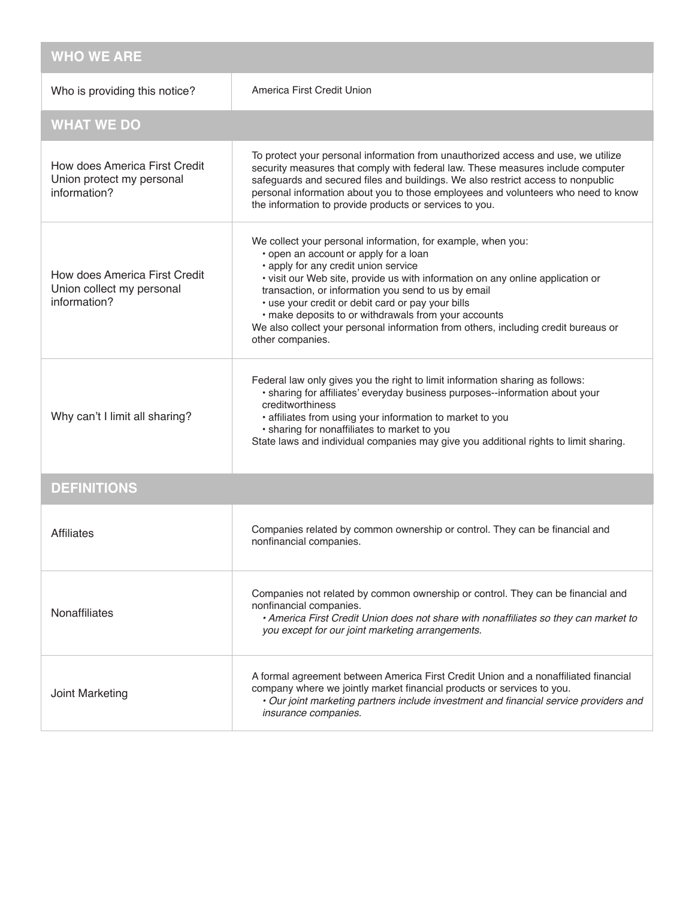| **WHO WE ARE** | |
|---|---|
| Who is providing this notice? | America First Credit Union |
| **WHAT WE DO** | |
| How does America First Credit Union protect my personal information? | To protect your personal information from unauthorized access and use, we utilize security measures that comply with federal law. These measures include computer safeguards and secured files and buildings. We also restrict access to nonpublic personal information about you to those employees and volunteers who need to know the information to provide products or services to you. |
| How does America First Credit Union collect my personal information? | We collect your personal information, for example, when you:<br>• open an account or apply for a loan<br>• apply for any credit union service<br>• visit our Web site, provide us with information on any online application or transaction, or information you send to us by email<br>• use your credit or debit card or pay your bills<br>• make deposits to or withdrawals from your accounts<br>We also collect your personal information from others, including credit bureaus or other companies. |
| Why can't I limit all sharing? | Federal law only gives you the right to limit information sharing as follows:<br>• sharing for affiliates' everyday business purposes--information about your creditworthiness<br>• affiliates from using your information to market to you<br>• sharing for nonaffiliates to market to you<br>State laws and individual companies may give you additional rights to limit sharing. |
| **DEFINITIONS** | |
| Affiliates | Companies related by common ownership or control. They can be financial and nonfinancial companies. |
| Nonaffiliates | Companies not related by common ownership or control. They can be financial and nonfinancial companies.<br>*• America First Credit Union does not share with nonaffiliates so they can market to you except for our joint marketing arrangements.* |
| Joint Marketing | A formal agreement between America First Credit Union and a nonaffiliated financial company where we jointly market financial products or services to you.<br>*• Our joint marketing partners include investment and financial service providers and insurance companies.* |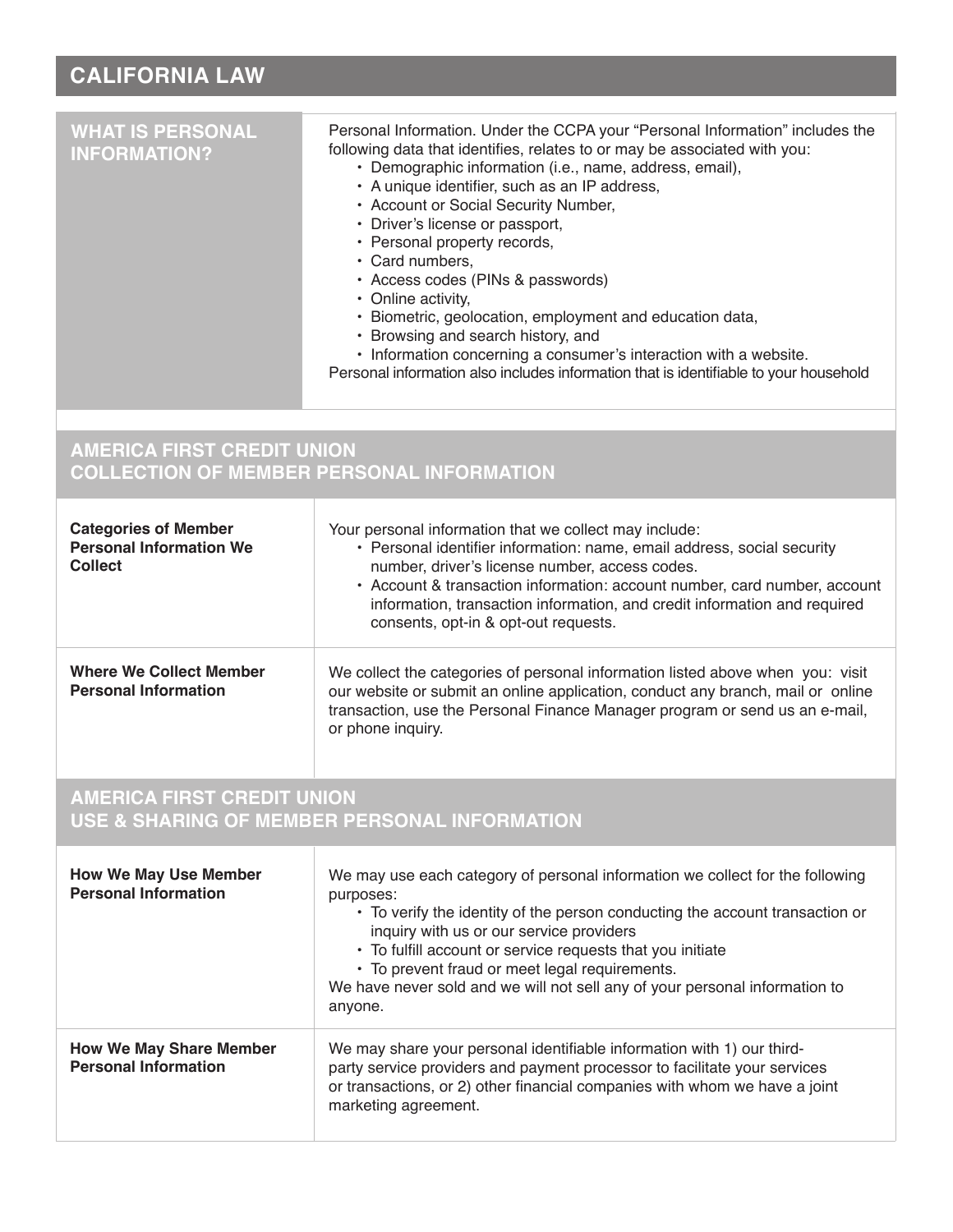## CALIFORNIA LAW

| WHAT IS PERSONAL INFORMATION? | Personal Information. Under the CCPA your "Personal Information" includes the following data that identifies, relates to or may be associated with you:<br>• Demographic information (i.e., name, address, email),<br>• A unique identifier, such as an IP address,<br>• Account or Social Security Number,<br>• Driver's license or passport,<br>• Personal property records,<br>• Card numbers,<br>• Access codes (PINs & passwords)<br>• Online activity,<br>• Biometric, geolocation, employment and education data,<br>• Browsing and search history, and<br>• Information concerning a consumer's interaction with a website.<br>Personal information also includes information that is identifiable to your household |
|---|---|

## AMERICA FIRST CREDIT UNION COLLECTION OF MEMBER PERSONAL INFORMATION

| **Categories of Member Personal Information We Collect** | Your personal information that we collect may include:<br>• Personal identifier information: name, email address, social security number, driver's license number, access codes.<br>• Account & transaction information: account number, card number, account information, transaction information, and credit information and required consents, opt-in & opt-out requests. |
|---|---|
| **Where We Collect Member Personal Information** | We collect the categories of personal information listed above when you: visit our website or submit an online application, conduct any branch, mail or online transaction, use the Personal Finance Manager program or send us an e-mail, or phone inquiry. |

## AMERICA FIRST CREDIT UNION USE & SHARING OF MEMBER PERSONAL INFORMATION

| **How We May Use Member Personal Information** | We may use each category of personal information we collect for the following purposes:<br>• To verify the identity of the person conducting the account transaction or inquiry with us or our service providers<br>• To fulfill account or service requests that you initiate<br>• To prevent fraud or meet legal requirements.<br>We have never sold and we will not sell any of your personal information to anyone. |
|---|---|
| **How We May Share Member Personal Information** | We may share your personal identifiable information with 1) our third-party service providers and payment processor to facilitate your services or transactions, or 2) other financial companies with whom we have a joint marketing agreement. |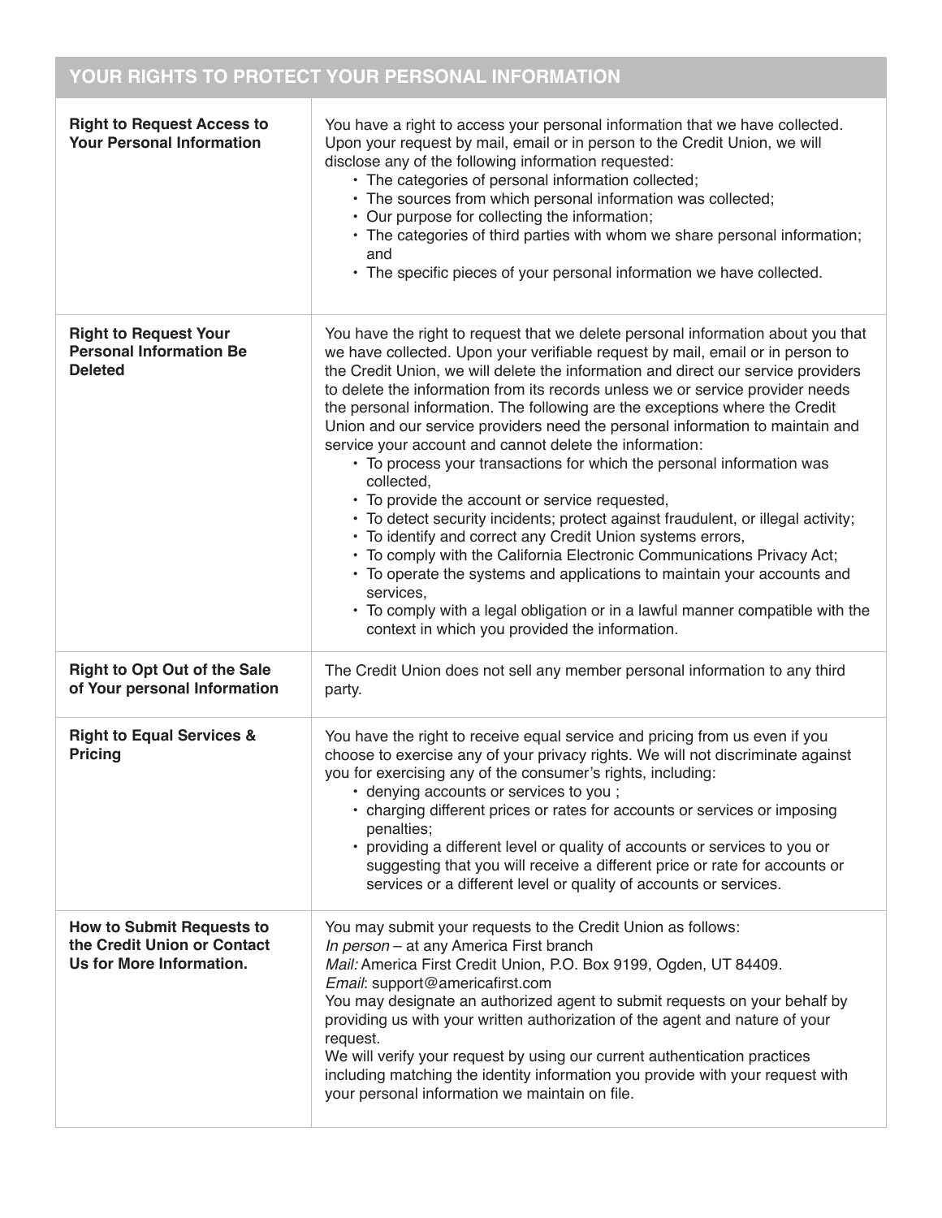| YOUR RIGHTS TO PROTECT YOUR PERSONAL INFORMATION | |
|---|---|
| **Right to Request Access to Your Personal Information** | You have a right to access your personal information that we have collected. Upon your request by mail, email or in person to the Credit Union, we will disclose any of the following information requested:<br>• The categories of personal information collected;<br>• The sources from which personal information was collected;<br>• Our purpose for collecting the information;<br>• The categories of third parties with whom we share personal information; and<br>• The specific pieces of your personal information we have collected. |
| **Right to Request Your Personal Information Be Deleted** | You have the right to request that we delete personal information about you that we have collected. Upon your verifiable request by mail, email or in person to the Credit Union, we will delete the information and direct our service providers to delete the information from its records unless we or service provider needs the personal information. The following are the exceptions where the Credit Union and our service providers need the personal information to maintain and service your account and cannot delete the information:<br>• To process your transactions for which the personal information was collected,<br>• To provide the account or service requested,<br>• To detect security incidents; protect against fraudulent, or illegal activity;<br>• To identify and correct any Credit Union systems errors,<br>• To comply with the California Electronic Communications Privacy Act;<br>• To operate the systems and applications to maintain your accounts and services,<br>• To comply with a legal obligation or in a lawful manner compatible with the context in which you provided the information. |
| **Right to Opt Out of the Sale of Your personal Information** | The Credit Union does not sell any member personal information to any third party. |
| **Right to Equal Services & Pricing** | You have the right to receive equal service and pricing from us even if you choose to exercise any of your privacy rights. We will not discriminate against you for exercising any of the consumer's rights, including:<br>• denying accounts or services to you ;<br>• charging different prices or rates for accounts or services or imposing penalties;<br>• providing a different level or quality of accounts or services to you or suggesting that you will receive a different price or rate for accounts or services or a different level or quality of accounts or services. |
| **How to Submit Requests to the Credit Union or Contact Us for More Information.** | You may submit your requests to the Credit Union as follows:<br>*In person* – at any America First branch<br>*Mail:* America First Credit Union, P.O. Box 9199, Ogden, UT 84409.<br>*Email*: support@americafirst.com<br>You may designate an authorized agent to submit requests on your behalf by providing us with your written authorization of the agent and nature of your request.<br>We will verify your request by using our current authentication practices including matching the identity information you provide with your request with your personal information we maintain on file. |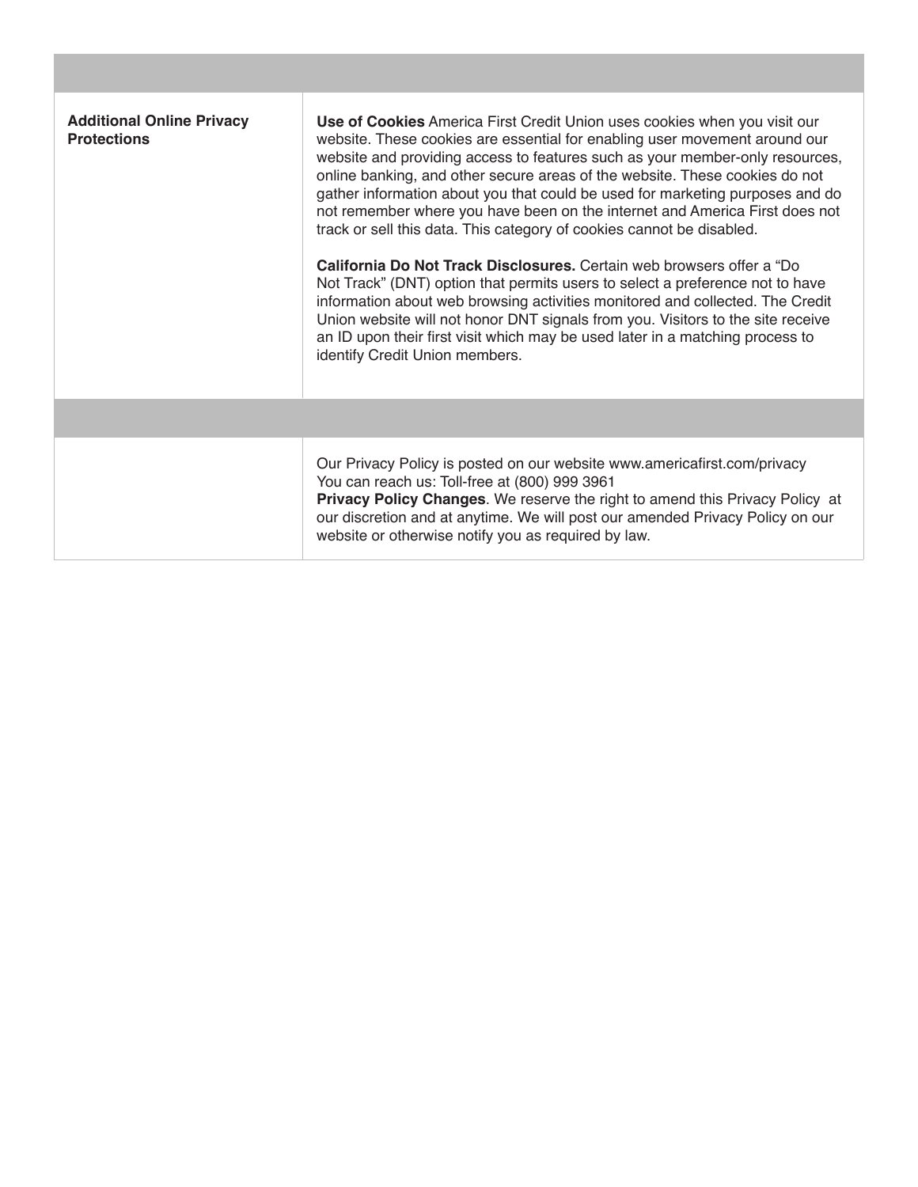| | |
|---|---|
| **Additional Online Privacy Protections** | **Use of Cookies** America First Credit Union uses cookies when you visit our website. These cookies are essential for enabling user movement around our website and providing access to features such as your member-only resources, online banking, and other secure areas of the website. These cookies do not gather information about you that could be used for marketing purposes and do not remember where you have been on the internet and America First does not track or sell this data. This category of cookies cannot be disabled.<br><br>**California Do Not Track Disclosures.** Certain web browsers offer a "Do Not Track" (DNT) option that permits users to select a preference not to have information about web browsing activities monitored and collected. The Credit Union website will not honor DNT signals from you. Visitors to the site receive an ID upon their first visit which may be used later in a matching process to identify Credit Union members. |
| | |
| | Our Privacy Policy is posted on our website www.americafirst.com/privacy<br>You can reach us: Toll-free at (800) 999 3961<br>**Privacy Policy Changes**. We reserve the right to amend this Privacy Policy at our discretion and at anytime. We will post our amended Privacy Policy on our website or otherwise notify you as required by law. |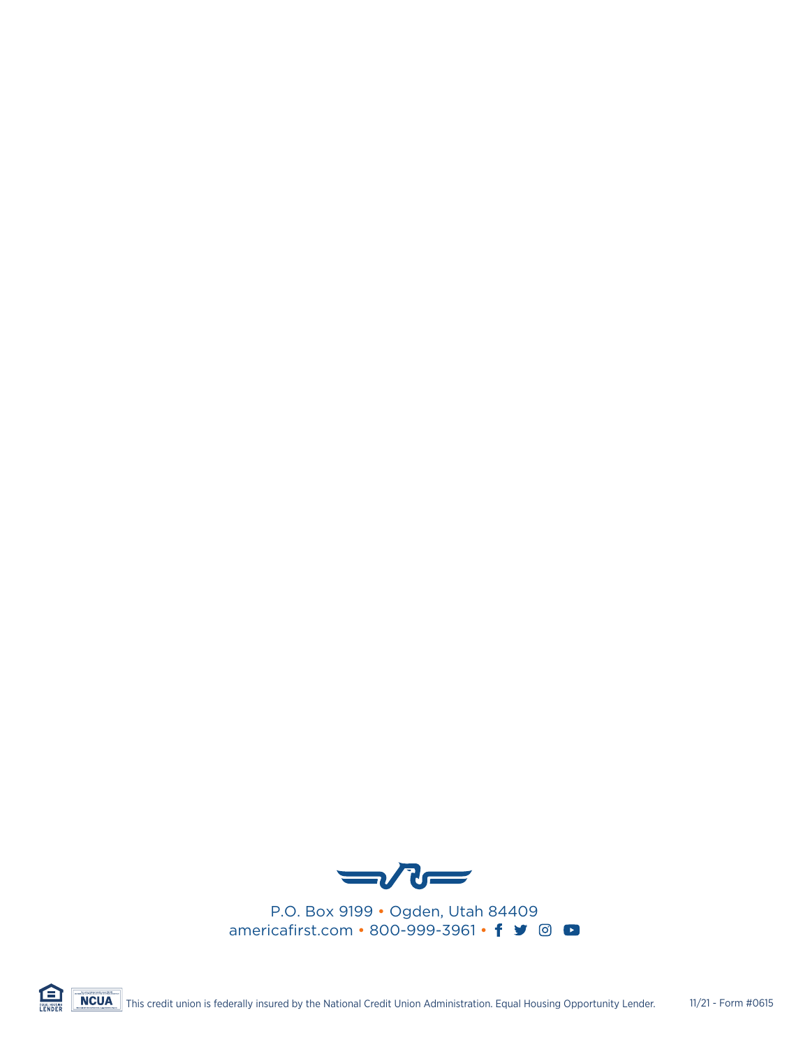P.O. Box 9199 • Ogden, Utah 84409

americafirst.com • 800-999-3961 •

This credit union is federally insured by the National Credit Union Administration. Equal Housing Opportunity Lender.

11/21 - Form #0615